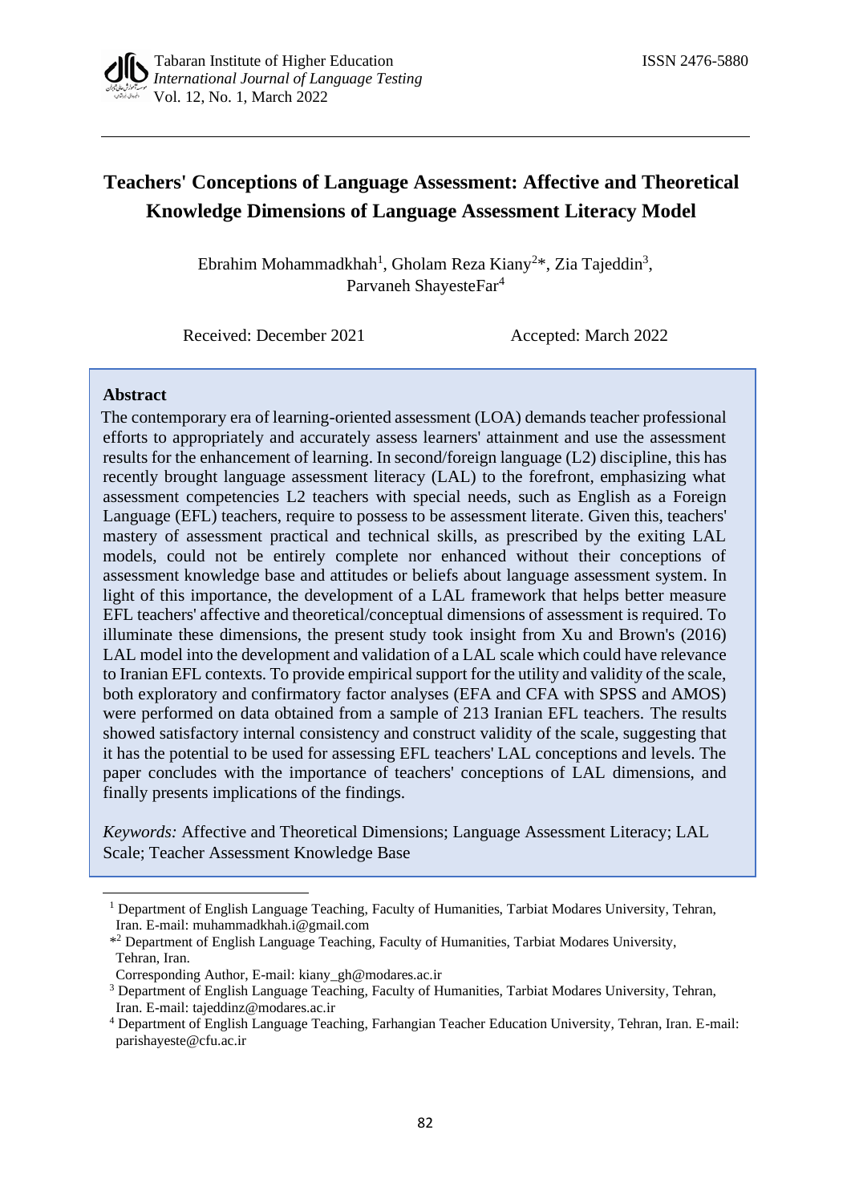# Teachers' Conceptions of Language Assessment: Affective and Theoretical Knowledge Dimensions of Language Assessment Literacy Model

Ebrahim Mohammadkhah[1], Gholam Reza Kiany[2]*, Zia Tajeddin[3], Parvaneh ShayesteFar[4]

Received: December 2021 Accepted: March 2022

**Abstract**

The contemporary era of learning-oriented assessment (LOA) demands teacher professional efforts to appropriately and accurately assess learners' attainment and use the assessment results for the enhancement of learning. In second/foreign language (L2) discipline, this has recently brought language assessment literacy (LAL) to the forefront, emphasizing what assessment competencies L2 teachers with special needs, such as English as a Foreign Language (EFL) teachers, require to possess to be assessment literate. Given this, teachers' mastery of assessment practical and technical skills, as prescribed by the exiting LAL models, could not be entirely complete nor enhanced without their conceptions of assessment knowledge base and attitudes or beliefs about language assessment system. In light of this importance, the development of a LAL framework that helps better measure EFL teachers' affective and theoretical/conceptual dimensions of assessment is required. To illuminate these dimensions, the present study took insight from Xu and Brown's (2016) LAL model into the development and validation of a LAL scale which could have relevance to Iranian EFL contexts. To provide empirical support for the utility and validity of the scale, both exploratory and confirmatory factor analyses (EFA and CFA with SPSS and AMOS) were performed on data obtained from a sample of 213 Iranian EFL teachers. The results showed satisfactory internal consistency and construct validity of the scale, suggesting that it has the potential to be used for assessing EFL teachers' LAL conceptions and levels. The paper concludes with the importance of teachers' conceptions of LAL dimensions, and finally presents implications of the findings.

*Keywords:* Affective and Theoretical Dimensions; Language Assessment Literacy; LAL Scale; Teacher Assessment Knowledge Base

---

[1] Department of English Language Teaching, Faculty of Humanities, Tarbiat Modares University, Tehran, Iran. E-mail: muhammadkhah.i@gmail.com

*[2] Department of English Language Teaching, Faculty of Humanities, Tarbiat Modares University, Tehran, Iran.
Corresponding Author, E-mail: kiany_gh@modares.ac.ir

[3] Department of English Language Teaching, Faculty of Humanities, Tarbiat Modares University, Tehran, Iran. E-mail: tajeddinz@modares.ac.ir

[4] Department of English Language Teaching, Farhangian Teacher Education University, Tehran, Iran. E-mail: parishayeste@cfu.ac.ir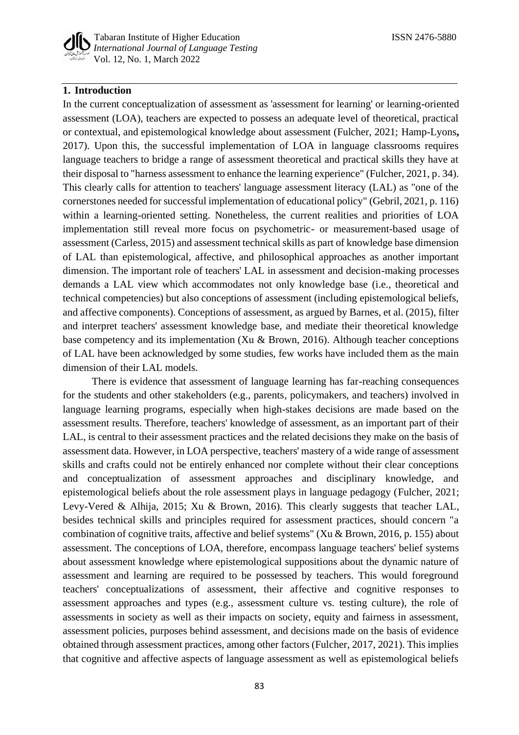## 1. Introduction

In the current conceptualization of assessment as 'assessment for learning' or learning-oriented assessment (LOA), teachers are expected to possess an adequate level of theoretical, practical or contextual, and epistemological knowledge about assessment (Fulcher, 2021; Hamp-Lyons**,** 2017). Upon this, the successful implementation of LOA in language classrooms requires language teachers to bridge a range of assessment theoretical and practical skills they have at their disposal to "harness assessment to enhance the learning experience" (Fulcher, 2021, p. 34). This clearly calls for attention to teachers' language assessment literacy (LAL) as "one of the cornerstones needed for successful implementation of educational policy" (Gebril, 2021, p. 116) within a learning-oriented setting. Nonetheless, the current realities and priorities of LOA implementation still reveal more focus on psychometric- or measurement-based usage of assessment (Carless, 2015) and assessment technical skills as part of knowledge base dimension of LAL than epistemological, affective, and philosophical approaches as another important dimension. The important role of teachers' LAL in assessment and decision-making processes demands a LAL view which accommodates not only knowledge base (i.e., theoretical and technical competencies) but also conceptions of assessment (including epistemological beliefs, and affective components). Conceptions of assessment, as argued by Barnes, et al. (2015), filter and interpret teachers' assessment knowledge base, and mediate their theoretical knowledge base competency and its implementation (Xu & Brown, 2016). Although teacher conceptions of LAL have been acknowledged by some studies, few works have included them as the main dimension of their LAL models.

There is evidence that assessment of language learning has far-reaching consequences for the students and other stakeholders (e.g., parents, policymakers, and teachers) involved in language learning programs, especially when high-stakes decisions are made based on the assessment results. Therefore, teachers' knowledge of assessment, as an important part of their LAL, is central to their assessment practices and the related decisions they make on the basis of assessment data. However, in LOA perspective, teachers' mastery of a wide range of assessment skills and crafts could not be entirely enhanced nor complete without their clear conceptions and conceptualization of assessment approaches and disciplinary knowledge, and epistemological beliefs about the role assessment plays in language pedagogy (Fulcher, 2021; Levy-Vered & Alhija, 2015; Xu & Brown, 2016). This clearly suggests that teacher LAL, besides technical skills and principles required for assessment practices, should concern "a combination of cognitive traits, affective and belief systems" (Xu & Brown, 2016, p. 155) about assessment. The conceptions of LOA, therefore, encompass language teachers' belief systems about assessment knowledge where epistemological suppositions about the dynamic nature of assessment and learning are required to be possessed by teachers. This would foreground teachers' conceptualizations of assessment, their affective and cognitive responses to assessment approaches and types (e.g., assessment culture vs. testing culture), the role of assessments in society as well as their impacts on society, equity and fairness in assessment, assessment policies, purposes behind assessment, and decisions made on the basis of evidence obtained through assessment practices, among other factors (Fulcher, 2017, 2021). This implies that cognitive and affective aspects of language assessment as well as epistemological beliefs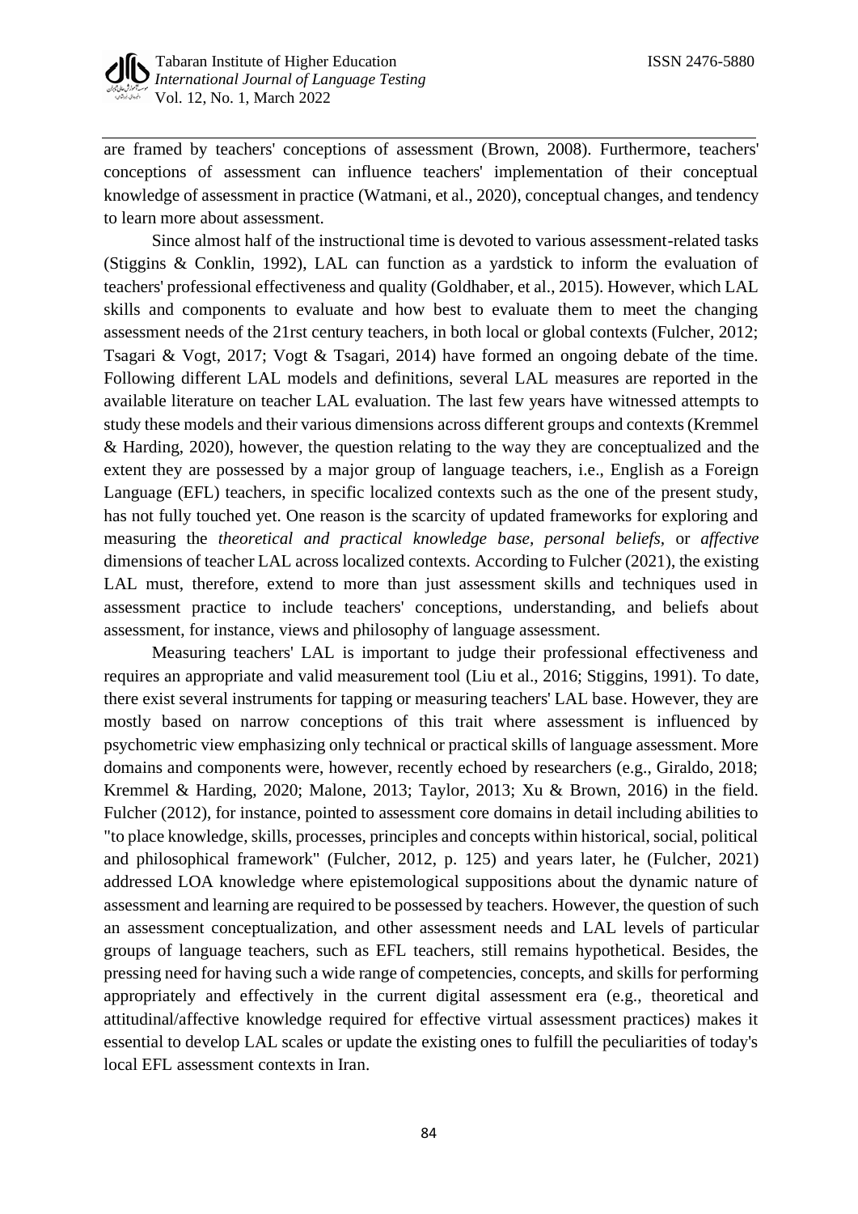are framed by teachers' conceptions of assessment (Brown, 2008). Furthermore, teachers' conceptions of assessment can influence teachers' implementation of their conceptual knowledge of assessment in practice (Watmani, et al., 2020), conceptual changes, and tendency to learn more about assessment.

Since almost half of the instructional time is devoted to various assessment-related tasks (Stiggins & Conklin, 1992), LAL can function as a yardstick to inform the evaluation of teachers' professional effectiveness and quality (Goldhaber, et al., 2015). However, which LAL skills and components to evaluate and how best to evaluate them to meet the changing assessment needs of the 21rst century teachers, in both local or global contexts (Fulcher, 2012; Tsagari & Vogt, 2017; Vogt & Tsagari, 2014) have formed an ongoing debate of the time. Following different LAL models and definitions, several LAL measures are reported in the available literature on teacher LAL evaluation. The last few years have witnessed attempts to study these models and their various dimensions across different groups and contexts (Kremmel & Harding, 2020), however, the question relating to the way they are conceptualized and the extent they are possessed by a major group of language teachers, i.e., English as a Foreign Language (EFL) teachers, in specific localized contexts such as the one of the present study, has not fully touched yet. One reason is the scarcity of updated frameworks for exploring and measuring the *theoretical and practical knowledge base*, *personal beliefs*, or *affective* dimensions of teacher LAL across localized contexts. According to Fulcher (2021), the existing LAL must, therefore, extend to more than just assessment skills and techniques used in assessment practice to include teachers' conceptions, understanding, and beliefs about assessment, for instance, views and philosophy of language assessment.

Measuring teachers' LAL is important to judge their professional effectiveness and requires an appropriate and valid measurement tool (Liu et al., 2016; Stiggins, 1991). To date, there exist several instruments for tapping or measuring teachers' LAL base. However, they are mostly based on narrow conceptions of this trait where assessment is influenced by psychometric view emphasizing only technical or practical skills of language assessment. More domains and components were, however, recently echoed by researchers (e.g., Giraldo, 2018; Kremmel & Harding, 2020; Malone, 2013; Taylor, 2013; Xu & Brown, 2016) in the field. Fulcher (2012), for instance, pointed to assessment core domains in detail including abilities to "to place knowledge, skills, processes, principles and concepts within historical, social, political and philosophical framework" (Fulcher, 2012, p. 125) and years later, he (Fulcher, 2021) addressed LOA knowledge where epistemological suppositions about the dynamic nature of assessment and learning are required to be possessed by teachers. However, the question of such an assessment conceptualization, and other assessment needs and LAL levels of particular groups of language teachers, such as EFL teachers, still remains hypothetical. Besides, the pressing need for having such a wide range of competencies, concepts, and skills for performing appropriately and effectively in the current digital assessment era (e.g., theoretical and attitudinal/affective knowledge required for effective virtual assessment practices) makes it essential to develop LAL scales or update the existing ones to fulfill the peculiarities of today's local EFL assessment contexts in Iran.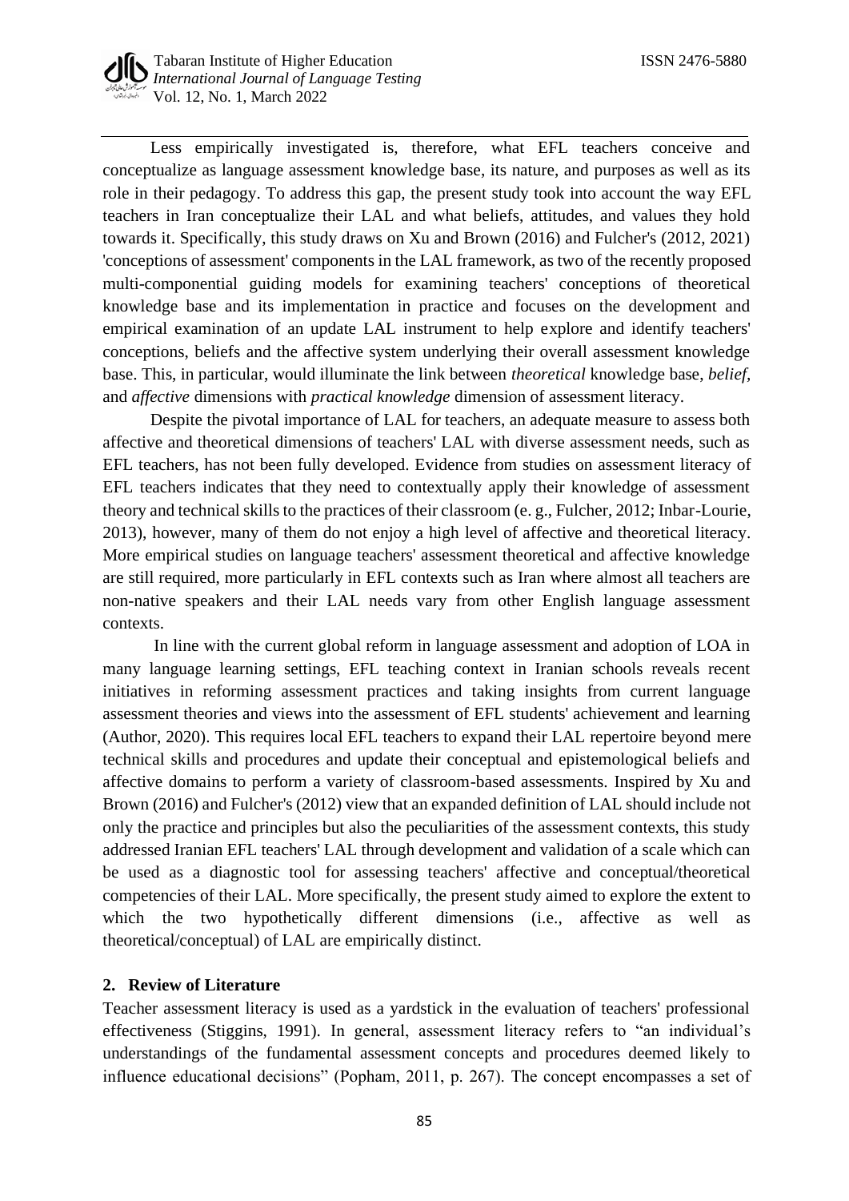Less empirically investigated is, therefore, what EFL teachers conceive and conceptualize as language assessment knowledge base, its nature, and purposes as well as its role in their pedagogy. To address this gap, the present study took into account the way EFL teachers in Iran conceptualize their LAL and what beliefs, attitudes, and values they hold towards it. Specifically, this study draws on Xu and Brown (2016) and Fulcher's (2012, 2021) 'conceptions of assessment' components in the LAL framework, as two of the recently proposed multi-componential guiding models for examining teachers' conceptions of theoretical knowledge base and its implementation in practice and focuses on the development and empirical examination of an update LAL instrument to help explore and identify teachers' conceptions, beliefs and the affective system underlying their overall assessment knowledge base. This, in particular, would illuminate the link between *theoretical* knowledge base, *belief*, and *affective* dimensions with *practical knowledge* dimension of assessment literacy.

Despite the pivotal importance of LAL for teachers, an adequate measure to assess both affective and theoretical dimensions of teachers' LAL with diverse assessment needs, such as EFL teachers, has not been fully developed. Evidence from studies on assessment literacy of EFL teachers indicates that they need to contextually apply their knowledge of assessment theory and technical skills to the practices of their classroom (e. g., Fulcher, 2012; Inbar-Lourie, 2013), however, many of them do not enjoy a high level of affective and theoretical literacy. More empirical studies on language teachers' assessment theoretical and affective knowledge are still required, more particularly in EFL contexts such as Iran where almost all teachers are non-native speakers and their LAL needs vary from other English language assessment contexts.

In line with the current global reform in language assessment and adoption of LOA in many language learning settings, EFL teaching context in Iranian schools reveals recent initiatives in reforming assessment practices and taking insights from current language assessment theories and views into the assessment of EFL students' achievement and learning (Author, 2020). This requires local EFL teachers to expand their LAL repertoire beyond mere technical skills and procedures and update their conceptual and epistemological beliefs and affective domains to perform a variety of classroom-based assessments. Inspired by Xu and Brown (2016) and Fulcher's (2012) view that an expanded definition of LAL should include not only the practice and principles but also the peculiarities of the assessment contexts, this study addressed Iranian EFL teachers' LAL through development and validation of a scale which can be used as a diagnostic tool for assessing teachers' affective and conceptual/theoretical competencies of their LAL. More specifically, the present study aimed to explore the extent to which the two hypothetically different dimensions (i.e., affective as well as theoretical/conceptual) of LAL are empirically distinct.

## 2. Review of Literature

Teacher assessment literacy is used as a yardstick in the evaluation of teachers' professional effectiveness (Stiggins, 1991). In general, assessment literacy refers to "an individual's understandings of the fundamental assessment concepts and procedures deemed likely to influence educational decisions" (Popham, 2011, p. 267). The concept encompasses a set of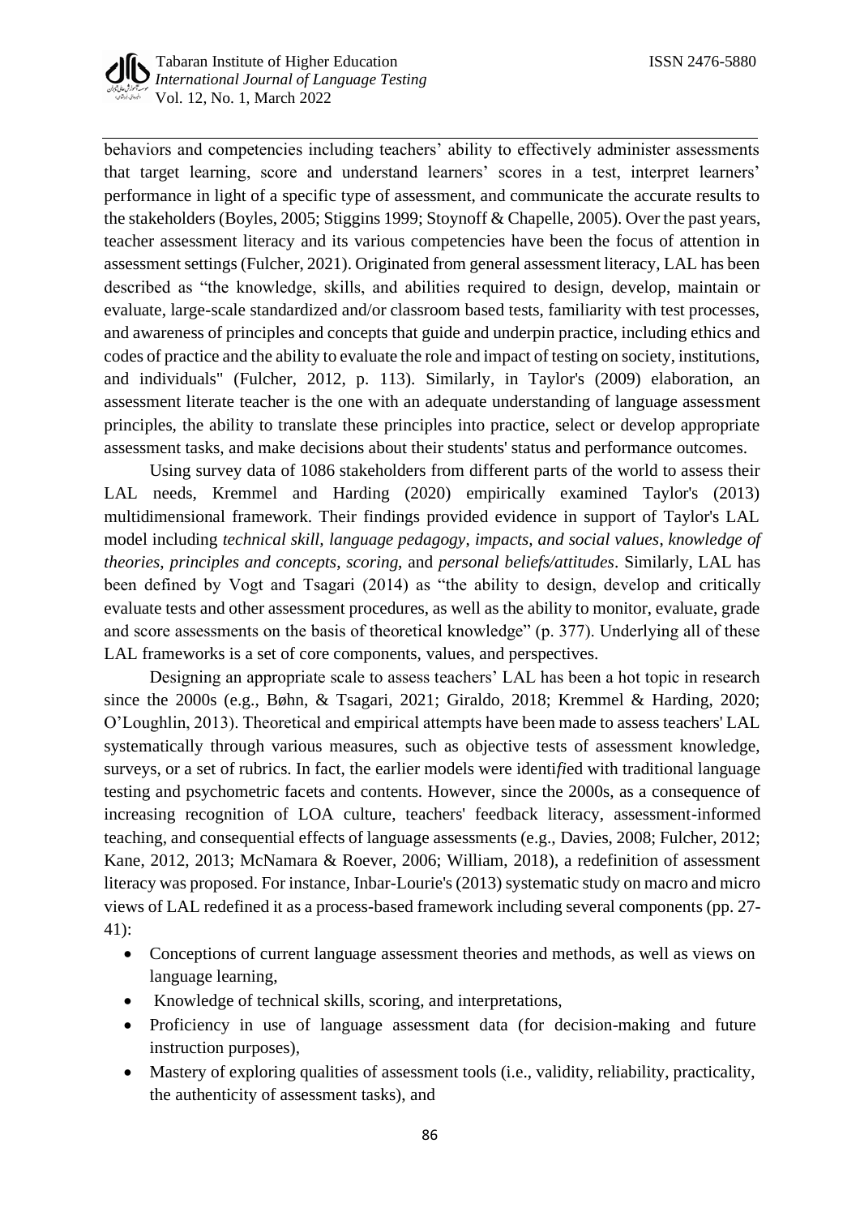behaviors and competencies including teachers' ability to effectively administer assessments that target learning, score and understand learners' scores in a test, interpret learners' performance in light of a specific type of assessment, and communicate the accurate results to the stakeholders (Boyles, 2005; Stiggins 1999; Stoynoff & Chapelle, 2005). Over the past years, teacher assessment literacy and its various competencies have been the focus of attention in assessment settings (Fulcher, 2021). Originated from general assessment literacy, LAL has been described as "the knowledge, skills, and abilities required to design, develop, maintain or evaluate, large-scale standardized and/or classroom based tests, familiarity with test processes, and awareness of principles and concepts that guide and underpin practice, including ethics and codes of practice and the ability to evaluate the role and impact of testing on society, institutions, and individuals" (Fulcher, 2012, p. 113). Similarly, in Taylor's (2009) elaboration, an assessment literate teacher is the one with an adequate understanding of language assessment principles, the ability to translate these principles into practice, select or develop appropriate assessment tasks, and make decisions about their students' status and performance outcomes.

Using survey data of 1086 stakeholders from different parts of the world to assess their LAL needs, Kremmel and Harding (2020) empirically examined Taylor's (2013) multidimensional framework. Their findings provided evidence in support of Taylor's LAL model including *technical skill, language pedagogy, impacts, and social values*, *knowledge of theories, principles and concepts*, *scoring*, and *personal beliefs/attitudes*. Similarly, LAL has been defined by Vogt and Tsagari (2014) as "the ability to design, develop and critically evaluate tests and other assessment procedures, as well as the ability to monitor, evaluate, grade and score assessments on the basis of theoretical knowledge" (p. 377). Underlying all of these LAL frameworks is a set of core components, values, and perspectives.

Designing an appropriate scale to assess teachers' LAL has been a hot topic in research since the 2000s (e.g., Bøhn, & Tsagari, 2021; Giraldo, 2018; Kremmel & Harding, 2020; O'Loughlin, 2013). Theoretical and empirical attempts have been made to assess teachers' LAL systematically through various measures, such as objective tests of assessment knowledge, surveys, or a set of rubrics. In fact, the earlier models were identified with traditional language testing and psychometric facets and contents. However, since the 2000s, as a consequence of increasing recognition of LOA culture, teachers' feedback literacy, assessment-informed teaching, and consequential effects of language assessments (e.g., Davies, 2008; Fulcher, 2012; Kane, 2012, 2013; McNamara & Roever, 2006; William, 2018), a redefinition of assessment literacy was proposed. For instance, Inbar-Lourie's (2013) systematic study on macro and micro views of LAL redefined it as a process-based framework including several components (pp. 27-41):

- Conceptions of current language assessment theories and methods, as well as views on language learning,
- Knowledge of technical skills, scoring, and interpretations,
- Proficiency in use of language assessment data (for decision-making and future instruction purposes),
- Mastery of exploring qualities of assessment tools (i.e., validity, reliability, practicality, the authenticity of assessment tasks), and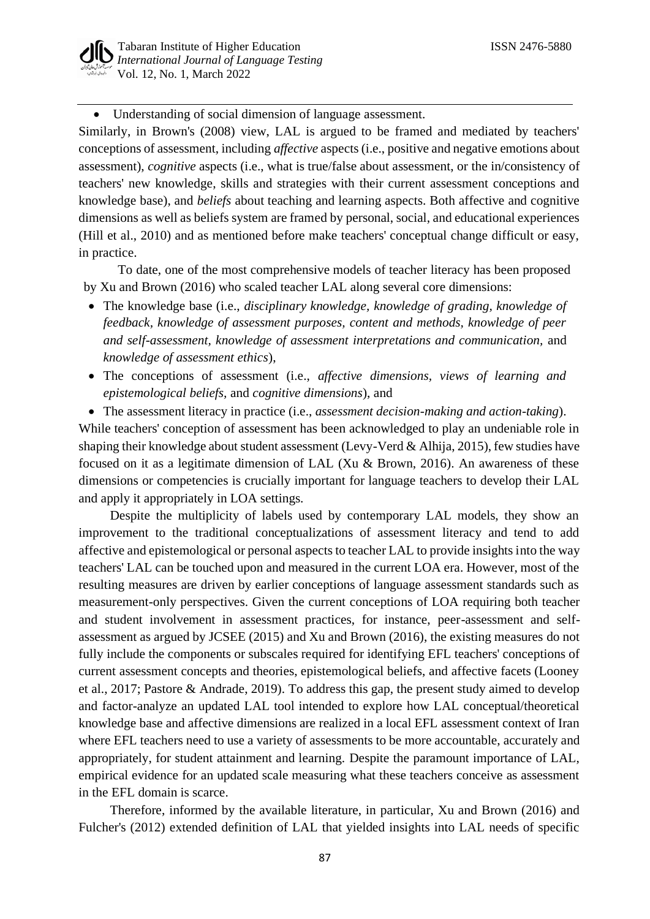- Understanding of social dimension of language assessment.

Similarly, in Brown's (2008) view, LAL is argued to be framed and mediated by teachers' conceptions of assessment, including *affective* aspects (i.e., positive and negative emotions about assessment), *cognitive* aspects (i.e., what is true/false about assessment, or the in/consistency of teachers' new knowledge, skills and strategies with their current assessment conceptions and knowledge base), and *beliefs* about teaching and learning aspects. Both affective and cognitive dimensions as well as beliefs system are framed by personal, social, and educational experiences (Hill et al., 2010) and as mentioned before make teachers' conceptual change difficult or easy, in practice.

To date, one of the most comprehensive models of teacher literacy has been proposed by Xu and Brown (2016) who scaled teacher LAL along several core dimensions:

- The knowledge base (i.e., *disciplinary knowledge, knowledge of grading, knowledge of feedback, knowledge of assessment purposes, content and methods, knowledge of peer and self-assessment, knowledge of assessment interpretations and communication,* and *knowledge of assessment ethics*),
- The conceptions of assessment (i.e., *affective dimensions, views of learning and epistemological beliefs,* and *cognitive dimensions*), and
- The assessment literacy in practice (i.e., *assessment decision-making and action-taking*).

While teachers' conception of assessment has been acknowledged to play an undeniable role in shaping their knowledge about student assessment (Levy-Verd & Alhija, 2015), few studies have focused on it as a legitimate dimension of LAL (Xu & Brown, 2016). An awareness of these dimensions or competencies is crucially important for language teachers to develop their LAL and apply it appropriately in LOA settings.

Despite the multiplicity of labels used by contemporary LAL models, they show an improvement to the traditional conceptualizations of assessment literacy and tend to add affective and epistemological or personal aspects to teacher LAL to provide insights into the way teachers' LAL can be touched upon and measured in the current LOA era. However, most of the resulting measures are driven by earlier conceptions of language assessment standards such as measurement-only perspectives. Given the current conceptions of LOA requiring both teacher and student involvement in assessment practices, for instance, peer-assessment and self-assessment as argued by JCSEE (2015) and Xu and Brown (2016), the existing measures do not fully include the components or subscales required for identifying EFL teachers' conceptions of current assessment concepts and theories, epistemological beliefs, and affective facets (Looney et al., 2017; Pastore & Andrade, 2019). To address this gap, the present study aimed to develop and factor-analyze an updated LAL tool intended to explore how LAL conceptual/theoretical knowledge base and affective dimensions are realized in a local EFL assessment context of Iran where EFL teachers need to use a variety of assessments to be more accountable, accurately and appropriately, for student attainment and learning. Despite the paramount importance of LAL, empirical evidence for an updated scale measuring what these teachers conceive as assessment in the EFL domain is scarce.

Therefore, informed by the available literature, in particular, Xu and Brown (2016) and Fulcher's (2012) extended definition of LAL that yielded insights into LAL needs of specific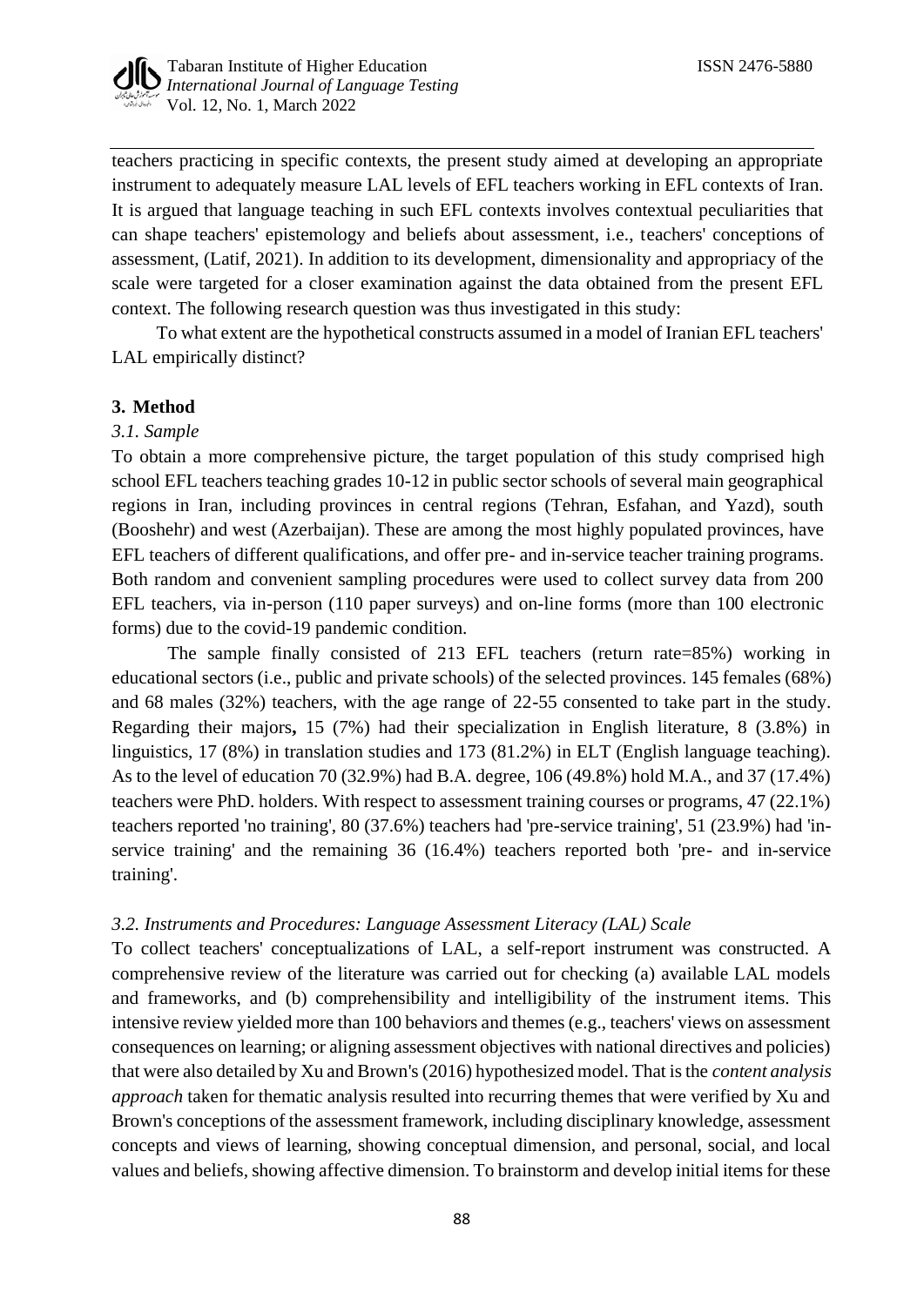teachers practicing in specific contexts, the present study aimed at developing an appropriate instrument to adequately measure LAL levels of EFL teachers working in EFL contexts of Iran. It is argued that language teaching in such EFL contexts involves contextual peculiarities that can shape teachers' epistemology and beliefs about assessment, i.e., teachers' conceptions of assessment, (Latif, 2021). In addition to its development, dimensionality and appropriacy of the scale were targeted for a closer examination against the data obtained from the present EFL context. The following research question was thus investigated in this study:

To what extent are the hypothetical constructs assumed in a model of Iranian EFL teachers' LAL empirically distinct?

## 3. Method

### *3.1. Sample*

To obtain a more comprehensive picture, the target population of this study comprised high school EFL teachers teaching grades 10-12 in public sector schools of several main geographical regions in Iran, including provinces in central regions (Tehran, Esfahan, and Yazd), south (Booshehr) and west (Azerbaijan). These are among the most highly populated provinces, have EFL teachers of different qualifications, and offer pre- and in-service teacher training programs. Both random and convenient sampling procedures were used to collect survey data from 200 EFL teachers, via in-person (110 paper surveys) and on-line forms (more than 100 electronic forms) due to the covid-19 pandemic condition.

The sample finally consisted of 213 EFL teachers (return rate=85%) working in educational sectors (i.e., public and private schools) of the selected provinces. 145 females (68%) and 68 males (32%) teachers, with the age range of 22-55 consented to take part in the study. Regarding their majors**,** 15 (7%) had their specialization in English literature, 8 (3.8%) in linguistics, 17 (8%) in translation studies and 173 (81.2%) in ELT (English language teaching). As to the level of education 70 (32.9%) had B.A. degree, 106 (49.8%) hold M.A., and 37 (17.4%) teachers were PhD. holders. With respect to assessment training courses or programs, 47 (22.1%) teachers reported 'no training', 80 (37.6%) teachers had 'pre-service training', 51 (23.9%) had 'in-service training' and the remaining 36 (16.4%) teachers reported both 'pre- and in-service training'.

### *3.2. Instruments and Procedures: Language Assessment Literacy (LAL) Scale*

To collect teachers' conceptualizations of LAL, a self-report instrument was constructed. A comprehensive review of the literature was carried out for checking (a) available LAL models and frameworks, and (b) comprehensibility and intelligibility of the instrument items. This intensive review yielded more than 100 behaviors and themes (e.g., teachers' views on assessment consequences on learning; or aligning assessment objectives with national directives and policies) that were also detailed by Xu and Brown's (2016) hypothesized model. That is the *content analysis approach* taken for thematic analysis resulted into recurring themes that were verified by Xu and Brown's conceptions of the assessment framework, including disciplinary knowledge, assessment concepts and views of learning, showing conceptual dimension, and personal, social, and local values and beliefs, showing affective dimension. To brainstorm and develop initial items for these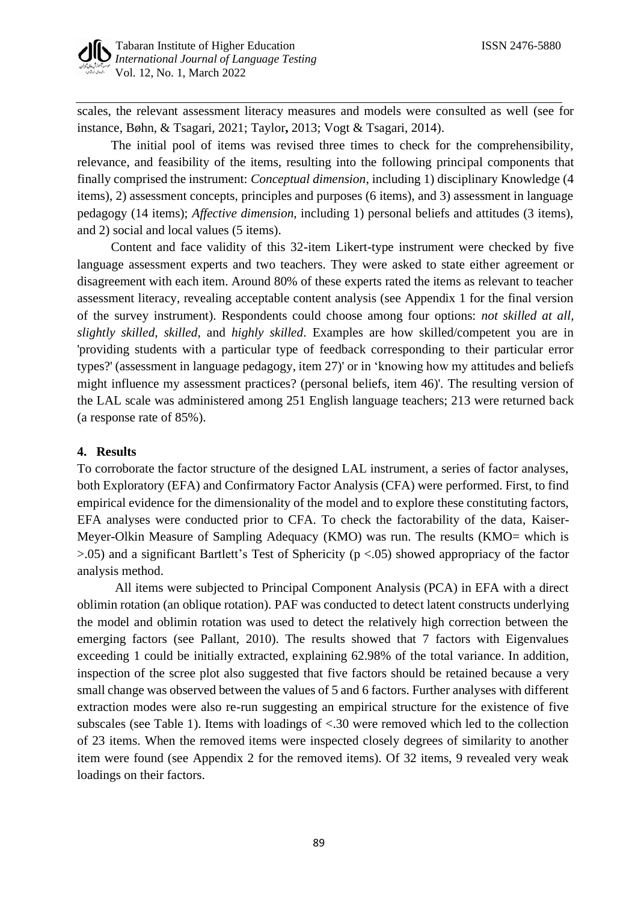scales, the relevant assessment literacy measures and models were consulted as well (see for instance, Bøhn, & Tsagari, 2021; Taylor**,** 2013; Vogt & Tsagari, 2014).

The initial pool of items was revised three times to check for the comprehensibility, relevance, and feasibility of the items, resulting into the following principal components that finally comprised the instrument: *Conceptual dimension*, including 1) disciplinary Knowledge (4 items), 2) assessment concepts, principles and purposes (6 items), and 3) assessment in language pedagogy (14 items); *Affective dimension*, including 1) personal beliefs and attitudes (3 items), and 2) social and local values (5 items).

Content and face validity of this 32-item Likert-type instrument were checked by five language assessment experts and two teachers. They were asked to state either agreement or disagreement with each item. Around 80% of these experts rated the items as relevant to teacher assessment literacy, revealing acceptable content analysis (see Appendix 1 for the final version of the survey instrument). Respondents could choose among four options: *not skilled at all, slightly skilled, skilled,* and *highly skilled*. Examples are how skilled/competent you are in 'providing students with a particular type of feedback corresponding to their particular error types?' (assessment in language pedagogy, item 27)' or in 'knowing how my attitudes and beliefs might influence my assessment practices? (personal beliefs, item 46)'. The resulting version of the LAL scale was administered among 251 English language teachers; 213 were returned back (a response rate of 85%).

## 4. Results

To corroborate the factor structure of the designed LAL instrument, a series of factor analyses, both Exploratory (EFA) and Confirmatory Factor Analysis (CFA) were performed. First, to find empirical evidence for the dimensionality of the model and to explore these constituting factors, EFA analyses were conducted prior to CFA. To check the factorability of the data, Kaiser-Meyer-Olkin Measure of Sampling Adequacy (KMO) was run. The results (KMO= which is >.05) and a significant Bartlett's Test of Sphericity ($p < .05$) showed appropriacy of the factor analysis method.

All items were subjected to Principal Component Analysis (PCA) in EFA with a direct oblimin rotation (an oblique rotation). PAF was conducted to detect latent constructs underlying the model and oblimin rotation was used to detect the relatively high correction between the emerging factors (see Pallant, 2010). The results showed that 7 factors with Eigenvalues exceeding 1 could be initially extracted, explaining 62.98% of the total variance. In addition, inspection of the scree plot also suggested that five factors should be retained because a very small change was observed between the values of 5 and 6 factors. Further analyses with different extraction modes were also re-run suggesting an empirical structure for the existence of five subscales (see Table 1). Items with loadings of <.30 were removed which led to the collection of 23 items. When the removed items were inspected closely degrees of similarity to another item were found (see Appendix 2 for the removed items). Of 32 items, 9 revealed very weak loadings on their factors.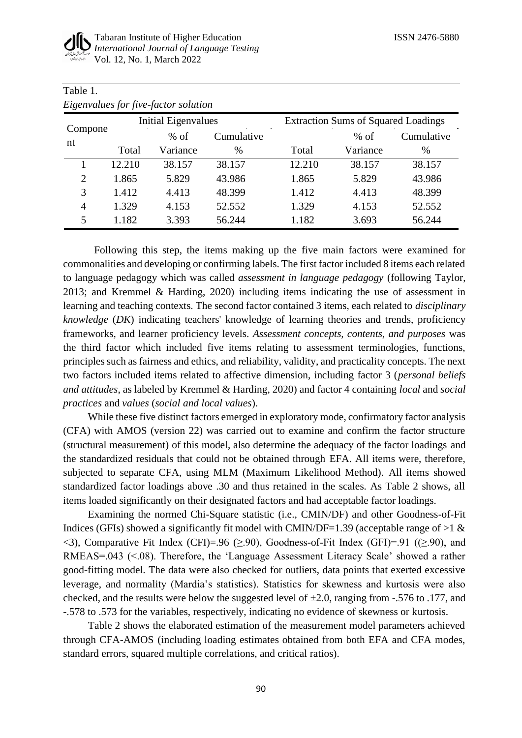Table 1.
*Eigenvalues for five-factor solution*

| Component | Initial Eigenvalues | | | Extraction Sums of Squared Loadings | | |
|---|---|---|---|---|---|---|
| | Total | % of Variance | Cumulative % | Total | % of Variance | Cumulative % |
| 1 | 12.210 | 38.157 | 38.157 | 12.210 | 38.157 | 38.157 |
| 2 | 1.865 | 5.829 | 43.986 | 1.865 | 5.829 | 43.986 |
| 3 | 1.412 | 4.413 | 48.399 | 1.412 | 4.413 | 48.399 |
| 4 | 1.329 | 4.153 | 52.552 | 1.329 | 4.153 | 52.552 |
| 5 | 1.182 | 3.393 | 56.244 | 1.182 | 3.693 | 56.244 |

Following this step, the items making up the five main factors were examined for commonalities and developing or confirming labels. The first factor included 8 items each related to language pedagogy which was called *assessment in language pedagogy* (following Taylor, 2013; and Kremmel & Harding, 2020) including items indicating the use of assessment in learning and teaching contexts. The second factor contained 3 items, each related to *disciplinary knowledge* (*DK*) indicating teachers' knowledge of learning theories and trends, proficiency frameworks, and learner proficiency levels. *Assessment concepts, contents, and purposes* was the third factor which included five items relating to assessment terminologies, functions, principles such as fairness and ethics, and reliability, validity, and practicality concepts. The next two factors included items related to affective dimension, including factor 3 (*personal beliefs and attitudes*, as labeled by Kremmel & Harding, 2020) and factor 4 containing *local* and *social practices* and *values* (*social and local values*).

While these five distinct factors emerged in exploratory mode, confirmatory factor analysis (CFA) with AMOS (version 22) was carried out to examine and confirm the factor structure (structural measurement) of this model, also determine the adequacy of the factor loadings and the standardized residuals that could not be obtained through EFA. All items were, therefore, subjected to separate CFA, using MLM (Maximum Likelihood Method). All items showed standardized factor loadings above .30 and thus retained in the scales. As Table 2 shows, all items loaded significantly on their designated factors and had acceptable factor loadings.

Examining the normed Chi-Square statistic (i.e., CMIN/DF) and other Goodness-of-Fit Indices (GFIs) showed a significantly fit model with CMIN/DF=1.39 (acceptable range of >1 & <3), Comparative Fit Index (CFI)=.96 (≥.90), Goodness-of-Fit Index (GFI)=.91 ((≥.90), and RMEAS=.043 (<.08). Therefore, the 'Language Assessment Literacy Scale' showed a rather good-fitting model. The data were also checked for outliers, data points that exerted excessive leverage, and normality (Mardia's statistics). Statistics for skewness and kurtosis were also checked, and the results were below the suggested level of ±2.0, ranging from -.576 to .177, and -.578 to .573 for the variables, respectively, indicating no evidence of skewness or kurtosis.

Table 2 shows the elaborated estimation of the measurement model parameters achieved through CFA-AMOS (including loading estimates obtained from both EFA and CFA modes, standard errors, squared multiple correlations, and critical ratios).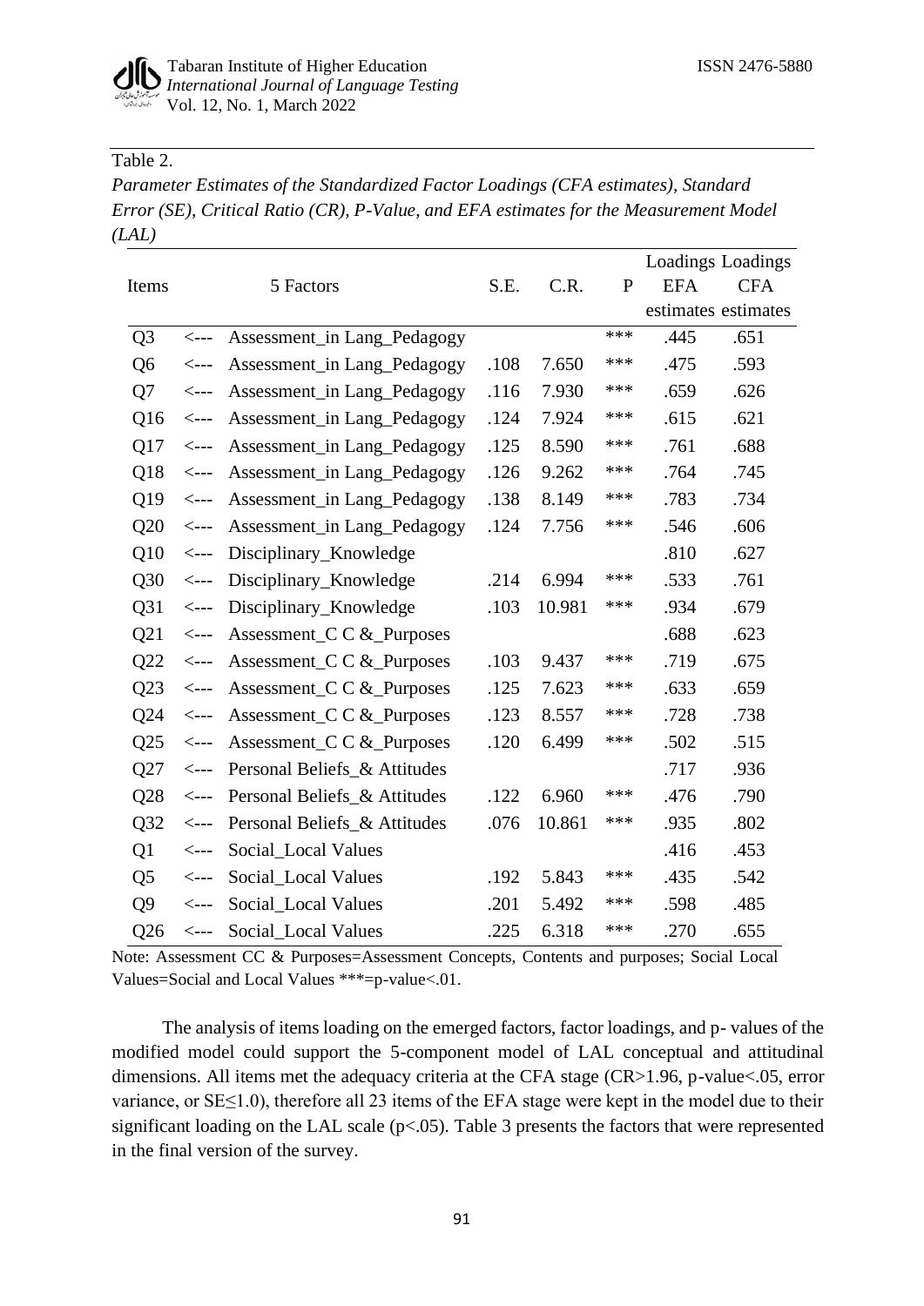Table 2.

*Parameter Estimates of the Standardized Factor Loadings (CFA estimates), Standard Error (SE), Critical Ratio (CR), P-Value, and EFA estimates for the Measurement Model (LAL)*

| Items | | 5 Factors | S.E. | C.R. | P | Loadings EFA estimates | Loadings CFA estimates |
|---|---|---|---|---|---|---|---|
| Q3 | <--- | Assessment_in Lang_Pedagogy | | | *** | .445 | .651 |
| Q6 | <--- | Assessment_in Lang_Pedagogy | .108 | 7.650 | *** | .475 | .593 |
| Q7 | <--- | Assessment_in Lang_Pedagogy | .116 | 7.930 | *** | .659 | .626 |
| Q16 | <--- | Assessment_in Lang_Pedagogy | .124 | 7.924 | *** | .615 | .621 |
| Q17 | <--- | Assessment_in Lang_Pedagogy | .125 | 8.590 | *** | .761 | .688 |
| Q18 | <--- | Assessment_in Lang_Pedagogy | .126 | 9.262 | *** | .764 | .745 |
| Q19 | <--- | Assessment_in Lang_Pedagogy | .138 | 8.149 | *** | .783 | .734 |
| Q20 | <--- | Assessment_in Lang_Pedagogy | .124 | 7.756 | *** | .546 | .606 |
| Q10 | <--- | Disciplinary_Knowledge | | | | .810 | .627 |
| Q30 | <--- | Disciplinary_Knowledge | .214 | 6.994 | *** | .533 | .761 |
| Q31 | <--- | Disciplinary_Knowledge | .103 | 10.981 | *** | .934 | .679 |
| Q21 | <--- | Assessment_C C &_Purposes | | | | .688 | .623 |
| Q22 | <--- | Assessment_C C &_Purposes | .103 | 9.437 | *** | .719 | .675 |
| Q23 | <--- | Assessment_C C &_Purposes | .125 | 7.623 | *** | .633 | .659 |
| Q24 | <--- | Assessment_C C &_Purposes | .123 | 8.557 | *** | .728 | .738 |
| Q25 | <--- | Assessment_C C &_Purposes | .120 | 6.499 | *** | .502 | .515 |
| Q27 | <--- | Personal Beliefs_& Attitudes | | | | .717 | .936 |
| Q28 | <--- | Personal Beliefs_& Attitudes | .122 | 6.960 | *** | .476 | .790 |
| Q32 | <--- | Personal Beliefs_& Attitudes | .076 | 10.861 | *** | .935 | .802 |
| Q1 | <--- | Social_Local Values | | | | .416 | .453 |
| Q5 | <--- | Social_Local Values | .192 | 5.843 | *** | .435 | .542 |
| Q9 | <--- | Social_Local Values | .201 | 5.492 | *** | .598 | .485 |
| Q26 | <--- | Social_Local Values | .225 | 6.318 | *** | .270 | .655 |

Note: Assessment CC & Purposes=Assessment Concepts, Contents and purposes; Social Local Values=Social and Local Values ***=p-value<.01.

The analysis of items loading on the emerged factors, factor loadings, and p- values of the modified model could support the 5-component model of LAL conceptual and attitudinal dimensions. All items met the adequacy criteria at the CFA stage (CR>1.96, p-value<.05, error variance, or SE≤1.0), therefore all 23 items of the EFA stage were kept in the model due to their significant loading on the LAL scale ($p<.05$). Table 3 presents the factors that were represented in the final version of the survey.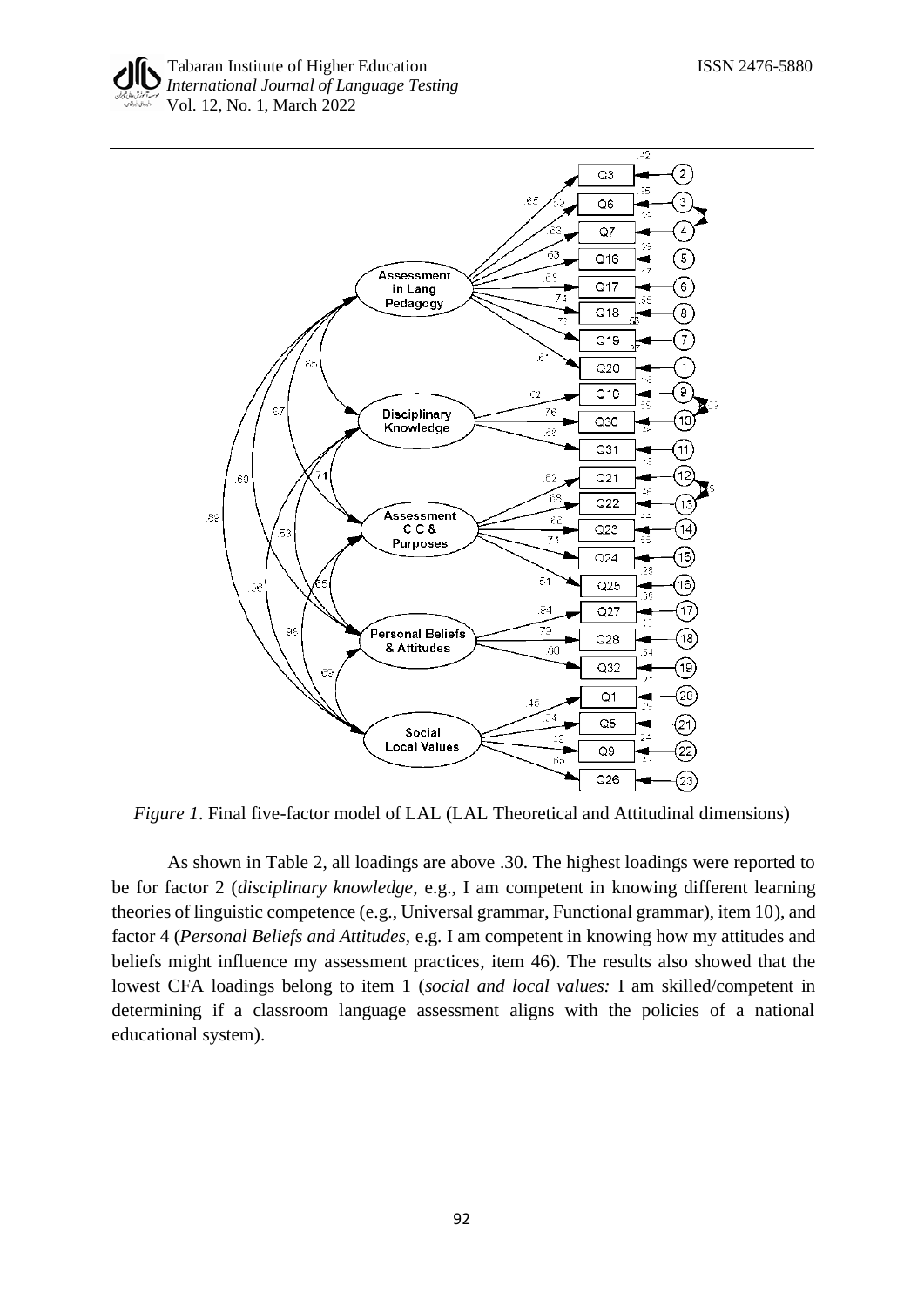*Figure 1*. Final five-factor model of LAL (LAL Theoretical and Attitudinal dimensions)

As shown in Table 2, all loadings are above .30. The highest loadings were reported to be for factor 2 (*disciplinary knowledge*, e.g., I am competent in knowing different learning theories of linguistic competence (e.g., Universal grammar, Functional grammar), item 10), and factor 4 (*Personal Beliefs and Attitudes*, e.g. I am competent in knowing how my attitudes and beliefs might influence my assessment practices, item 46). The results also showed that the lowest CFA loadings belong to item 1 (*social and local values:* I am skilled/competent in determining if a classroom language assessment aligns with the policies of a national educational system).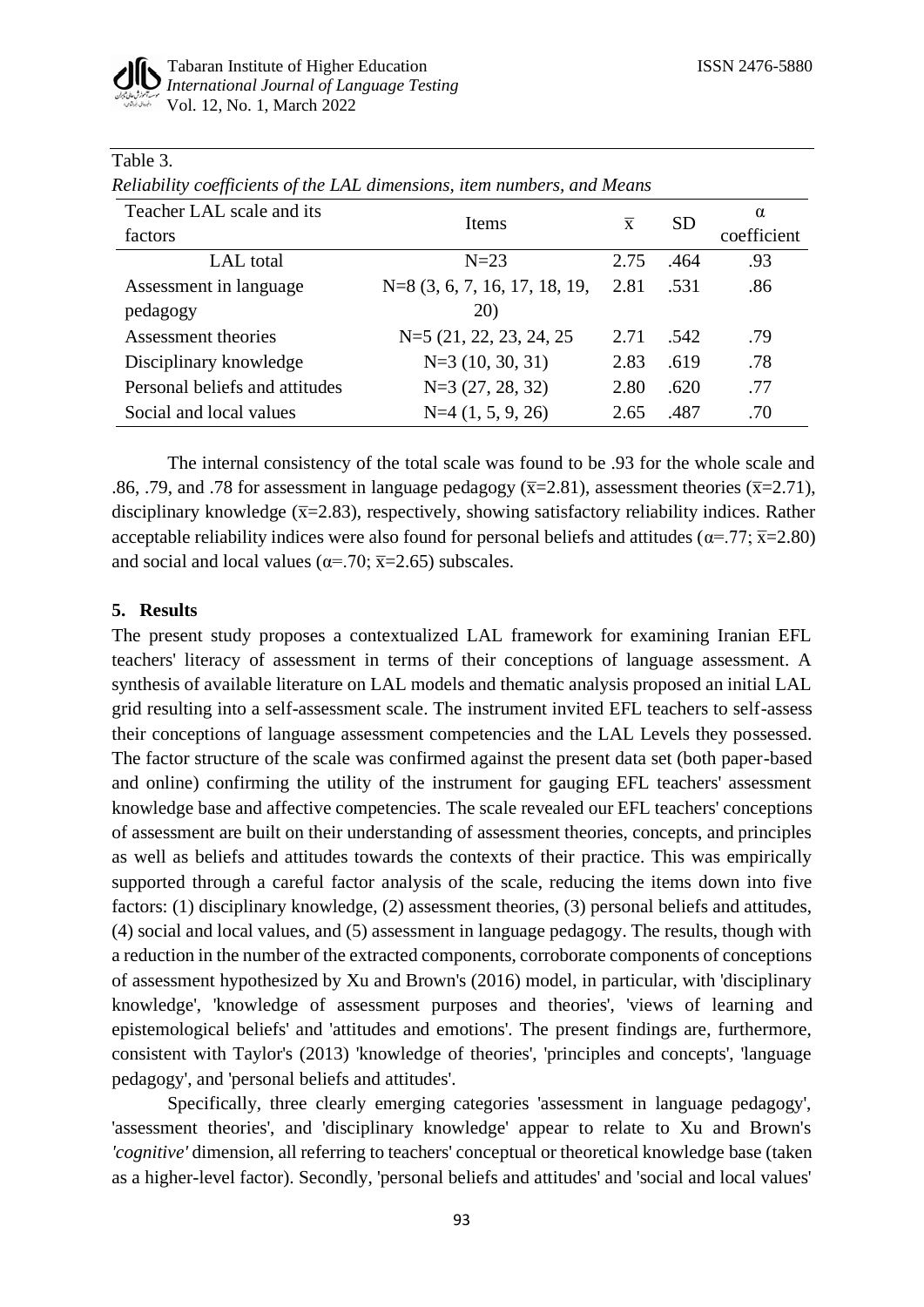Table 3.

*Reliability coefficients of the LAL dimensions, item numbers, and Means*

| Teacher LAL scale and its factors | Items | $\overline{x}$ | SD | α coefficient |
|---|---|---|---|---|
| LAL total | N=23 | 2.75 | .464 | .93 |
| Assessment in language pedagogy | N=8 (3, 6, 7, 16, 17, 18, 19, 20) | 2.81 | .531 | .86 |
| Assessment theories | N=5 (21, 22, 23, 24, 25 | 2.71 | .542 | .79 |
| Disciplinary knowledge | N=3 (10, 30, 31) | 2.83 | .619 | .78 |
| Personal beliefs and attitudes | N=3 (27, 28, 32) | 2.80 | .620 | .77 |
| Social and local values | N=4 (1, 5, 9, 26) | 2.65 | .487 | .70 |

The internal consistency of the total scale was found to be .93 for the whole scale and .86, .79, and .78 for assessment in language pedagogy ($\overline{x}$=2.81), assessment theories ($\overline{x}$=2.71), disciplinary knowledge ($\overline{x}$=2.83), respectively, showing satisfactory reliability indices. Rather acceptable reliability indices were also found for personal beliefs and attitudes (α=.77; $\overline{x}$=2.80) and social and local values (α=.70; $\overline{x}$=2.65) subscales.

## 5. Results

The present study proposes a contextualized LAL framework for examining Iranian EFL teachers' literacy of assessment in terms of their conceptions of language assessment. A synthesis of available literature on LAL models and thematic analysis proposed an initial LAL grid resulting into a self-assessment scale. The instrument invited EFL teachers to self-assess their conceptions of language assessment competencies and the LAL Levels they possessed. The factor structure of the scale was confirmed against the present data set (both paper-based and online) confirming the utility of the instrument for gauging EFL teachers' assessment knowledge base and affective competencies. The scale revealed our EFL teachers' conceptions of assessment are built on their understanding of assessment theories, concepts, and principles as well as beliefs and attitudes towards the contexts of their practice. This was empirically supported through a careful factor analysis of the scale, reducing the items down into five factors: (1) disciplinary knowledge, (2) assessment theories, (3) personal beliefs and attitudes, (4) social and local values, and (5) assessment in language pedagogy. The results, though with a reduction in the number of the extracted components, corroborate components of conceptions of assessment hypothesized by Xu and Brown's (2016) model, in particular, with 'disciplinary knowledge', 'knowledge of assessment purposes and theories', 'views of learning and epistemological beliefs' and 'attitudes and emotions'. The present findings are, furthermore, consistent with Taylor's (2013) 'knowledge of theories', 'principles and concepts', 'language pedagogy', and 'personal beliefs and attitudes'.

Specifically, three clearly emerging categories 'assessment in language pedagogy', 'assessment theories', and 'disciplinary knowledge' appear to relate to Xu and Brown's *'cognitive'* dimension, all referring to teachers' conceptual or theoretical knowledge base (taken as a higher-level factor). Secondly, 'personal beliefs and attitudes' and 'social and local values'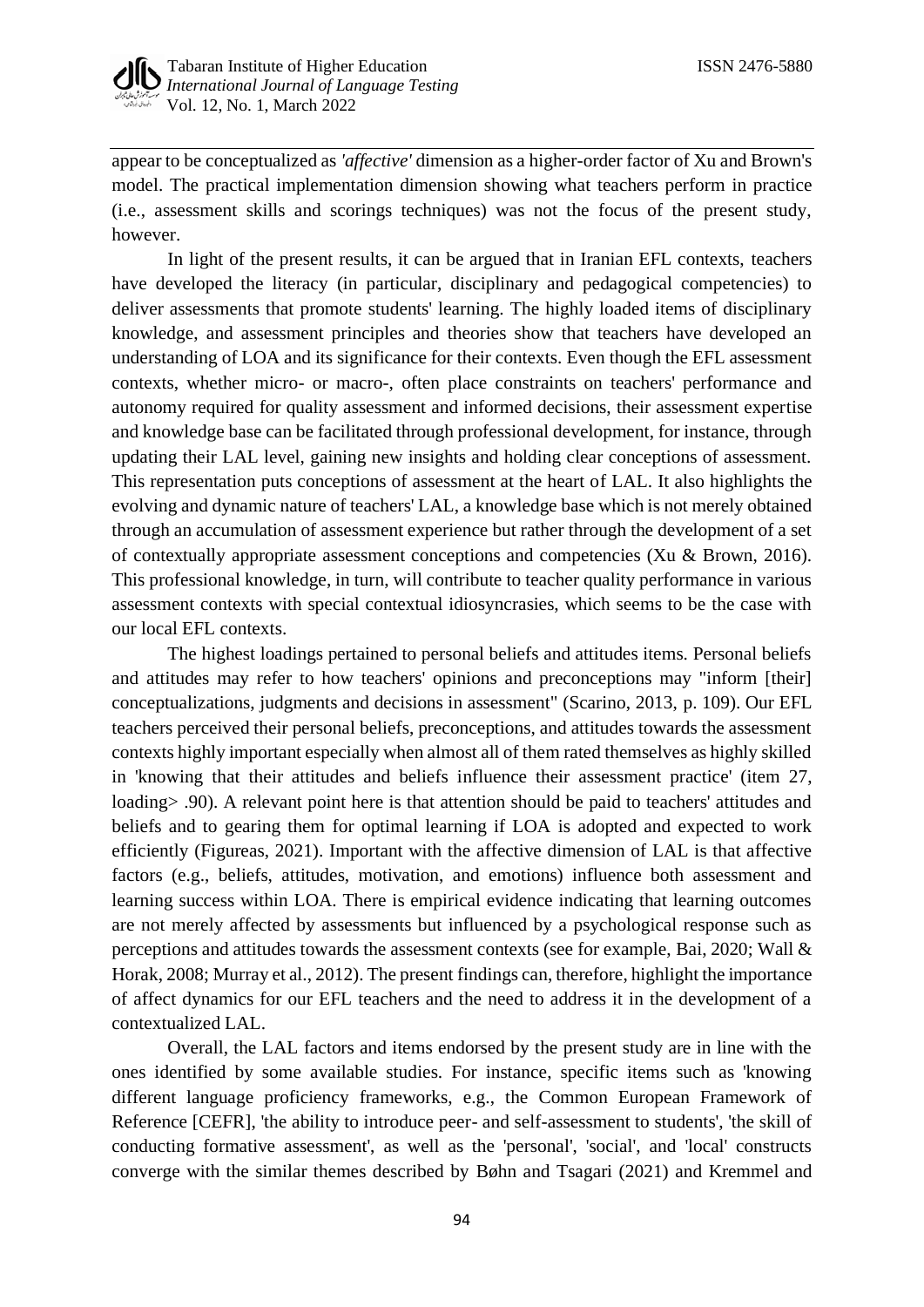appear to be conceptualized as *'affective'* dimension as a higher-order factor of Xu and Brown's model. The practical implementation dimension showing what teachers perform in practice (i.e., assessment skills and scorings techniques) was not the focus of the present study, however.

In light of the present results, it can be argued that in Iranian EFL contexts, teachers have developed the literacy (in particular, disciplinary and pedagogical competencies) to deliver assessments that promote students' learning. The highly loaded items of disciplinary knowledge, and assessment principles and theories show that teachers have developed an understanding of LOA and its significance for their contexts. Even though the EFL assessment contexts, whether micro- or macro-, often place constraints on teachers' performance and autonomy required for quality assessment and informed decisions, their assessment expertise and knowledge base can be facilitated through professional development, for instance, through updating their LAL level, gaining new insights and holding clear conceptions of assessment. This representation puts conceptions of assessment at the heart of LAL. It also highlights the evolving and dynamic nature of teachers' LAL, a knowledge base which is not merely obtained through an accumulation of assessment experience but rather through the development of a set of contextually appropriate assessment conceptions and competencies (Xu & Brown, 2016). This professional knowledge, in turn, will contribute to teacher quality performance in various assessment contexts with special contextual idiosyncrasies, which seems to be the case with our local EFL contexts.

The highest loadings pertained to personal beliefs and attitudes items. Personal beliefs and attitudes may refer to how teachers' opinions and preconceptions may "inform [their] conceptualizations, judgments and decisions in assessment" (Scarino, 2013, p. 109). Our EFL teachers perceived their personal beliefs, preconceptions, and attitudes towards the assessment contexts highly important especially when almost all of them rated themselves as highly skilled in 'knowing that their attitudes and beliefs influence their assessment practice' (item 27, loading> .90). A relevant point here is that attention should be paid to teachers' attitudes and beliefs and to gearing them for optimal learning if LOA is adopted and expected to work efficiently (Figureas, 2021). Important with the affective dimension of LAL is that affective factors (e.g., beliefs, attitudes, motivation, and emotions) influence both assessment and learning success within LOA. There is empirical evidence indicating that learning outcomes are not merely affected by assessments but influenced by a psychological response such as perceptions and attitudes towards the assessment contexts (see for example, Bai, 2020; Wall & Horak, 2008; Murray et al., 2012). The present findings can, therefore, highlight the importance of affect dynamics for our EFL teachers and the need to address it in the development of a contextualized LAL.

Overall, the LAL factors and items endorsed by the present study are in line with the ones identified by some available studies. For instance, specific items such as 'knowing different language proficiency frameworks, e.g., the Common European Framework of Reference [CEFR], 'the ability to introduce peer- and self-assessment to students', 'the skill of conducting formative assessment', as well as the 'personal', 'social', and 'local' constructs converge with the similar themes described by Bøhn and Tsagari (2021) and Kremmel and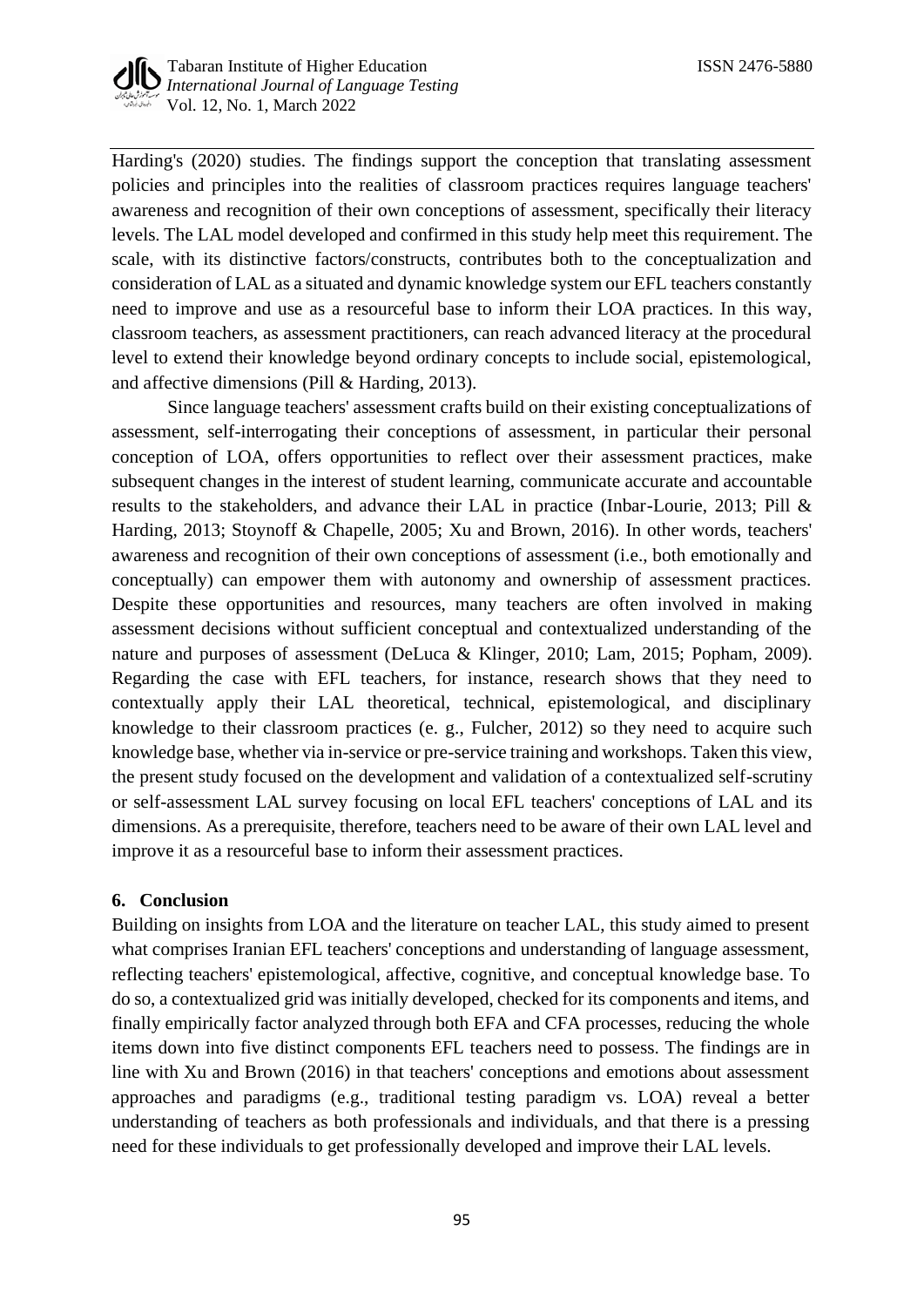Harding's (2020) studies. The findings support the conception that translating assessment policies and principles into the realities of classroom practices requires language teachers' awareness and recognition of their own conceptions of assessment, specifically their literacy levels. The LAL model developed and confirmed in this study help meet this requirement. The scale, with its distinctive factors/constructs, contributes both to the conceptualization and consideration of LAL as a situated and dynamic knowledge system our EFL teachers constantly need to improve and use as a resourceful base to inform their LOA practices. In this way, classroom teachers, as assessment practitioners, can reach advanced literacy at the procedural level to extend their knowledge beyond ordinary concepts to include social, epistemological, and affective dimensions (Pill & Harding, 2013).

Since language teachers' assessment crafts build on their existing conceptualizations of assessment, self-interrogating their conceptions of assessment, in particular their personal conception of LOA, offers opportunities to reflect over their assessment practices, make subsequent changes in the interest of student learning, communicate accurate and accountable results to the stakeholders, and advance their LAL in practice (Inbar-Lourie, 2013; Pill & Harding, 2013; Stoynoff & Chapelle, 2005; Xu and Brown, 2016). In other words, teachers' awareness and recognition of their own conceptions of assessment (i.e., both emotionally and conceptually) can empower them with autonomy and ownership of assessment practices. Despite these opportunities and resources, many teachers are often involved in making assessment decisions without sufficient conceptual and contextualized understanding of the nature and purposes of assessment (DeLuca & Klinger, 2010; Lam, 2015; Popham, 2009). Regarding the case with EFL teachers, for instance, research shows that they need to contextually apply their LAL theoretical, technical, epistemological, and disciplinary knowledge to their classroom practices (e. g., Fulcher, 2012) so they need to acquire such knowledge base, whether via in-service or pre-service training and workshops. Taken this view, the present study focused on the development and validation of a contextualized self-scrutiny or self-assessment LAL survey focusing on local EFL teachers' conceptions of LAL and its dimensions. As a prerequisite, therefore, teachers need to be aware of their own LAL level and improve it as a resourceful base to inform their assessment practices.

## 6. Conclusion

Building on insights from LOA and the literature on teacher LAL, this study aimed to present what comprises Iranian EFL teachers' conceptions and understanding of language assessment, reflecting teachers' epistemological, affective, cognitive, and conceptual knowledge base. To do so, a contextualized grid was initially developed, checked for its components and items, and finally empirically factor analyzed through both EFA and CFA processes, reducing the whole items down into five distinct components EFL teachers need to possess. The findings are in line with Xu and Brown (2016) in that teachers' conceptions and emotions about assessment approaches and paradigms (e.g., traditional testing paradigm vs. LOA) reveal a better understanding of teachers as both professionals and individuals, and that there is a pressing need for these individuals to get professionally developed and improve their LAL levels.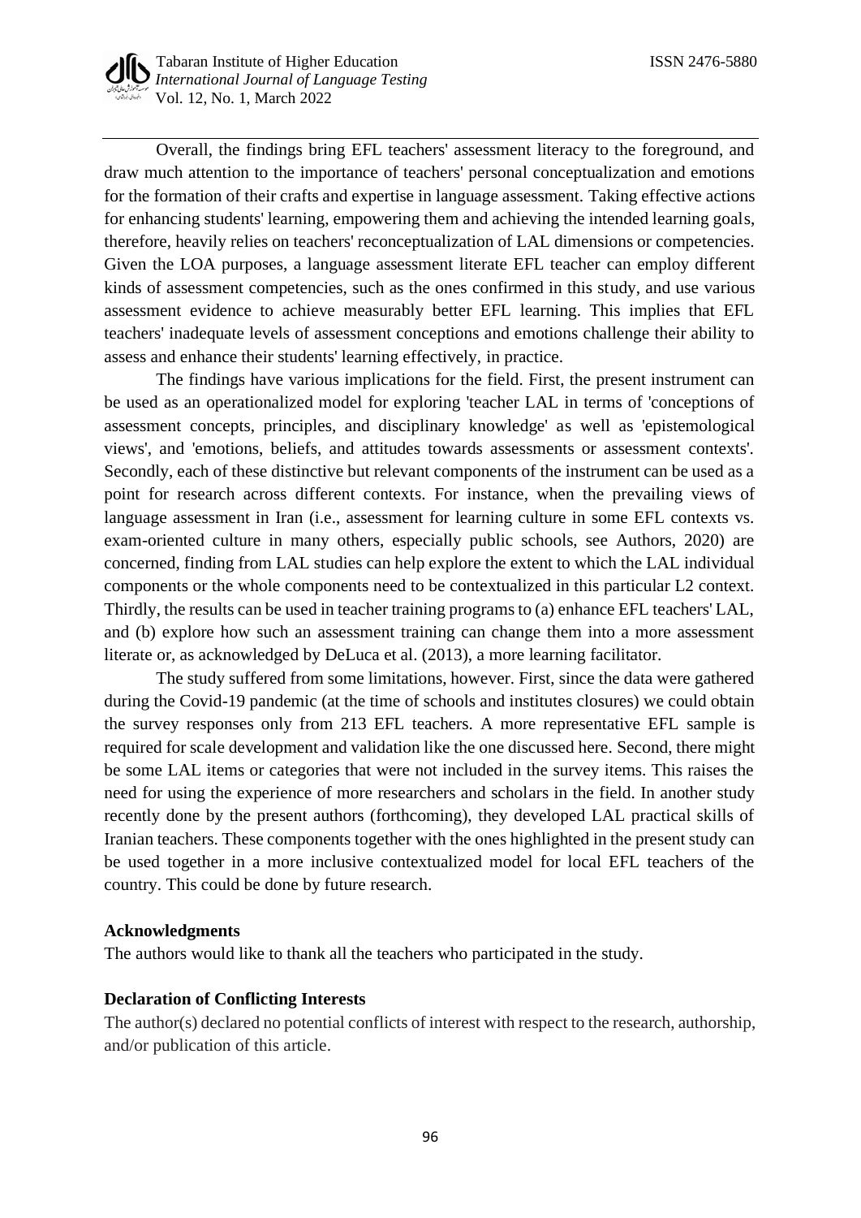Overall, the findings bring EFL teachers' assessment literacy to the foreground, and draw much attention to the importance of teachers' personal conceptualization and emotions for the formation of their crafts and expertise in language assessment. Taking effective actions for enhancing students' learning, empowering them and achieving the intended learning goals, therefore, heavily relies on teachers' reconceptualization of LAL dimensions or competencies. Given the LOA purposes, a language assessment literate EFL teacher can employ different kinds of assessment competencies, such as the ones confirmed in this study, and use various assessment evidence to achieve measurably better EFL learning. This implies that EFL teachers' inadequate levels of assessment conceptions and emotions challenge their ability to assess and enhance their students' learning effectively, in practice.

The findings have various implications for the field. First, the present instrument can be used as an operationalized model for exploring 'teacher LAL in terms of 'conceptions of assessment concepts, principles, and disciplinary knowledge' as well as 'epistemological views', and 'emotions, beliefs, and attitudes towards assessments or assessment contexts'. Secondly, each of these distinctive but relevant components of the instrument can be used as a point for research across different contexts. For instance, when the prevailing views of language assessment in Iran (i.e., assessment for learning culture in some EFL contexts vs. exam-oriented culture in many others, especially public schools, see Authors, 2020) are concerned, finding from LAL studies can help explore the extent to which the LAL individual components or the whole components need to be contextualized in this particular L2 context. Thirdly, the results can be used in teacher training programs to (a) enhance EFL teachers' LAL, and (b) explore how such an assessment training can change them into a more assessment literate or, as acknowledged by DeLuca et al. (2013), a more learning facilitator.

The study suffered from some limitations, however. First, since the data were gathered during the Covid-19 pandemic (at the time of schools and institutes closures) we could obtain the survey responses only from 213 EFL teachers. A more representative EFL sample is required for scale development and validation like the one discussed here. Second, there might be some LAL items or categories that were not included in the survey items. This raises the need for using the experience of more researchers and scholars in the field. In another study recently done by the present authors (forthcoming), they developed LAL practical skills of Iranian teachers. These components together with the ones highlighted in the present study can be used together in a more inclusive contextualized model for local EFL teachers of the country. This could be done by future research.

**Acknowledgments**

The authors would like to thank all the teachers who participated in the study.

**Declaration of Conflicting Interests**

The author(s) declared no potential conflicts of interest with respect to the research, authorship, and/or publication of this article.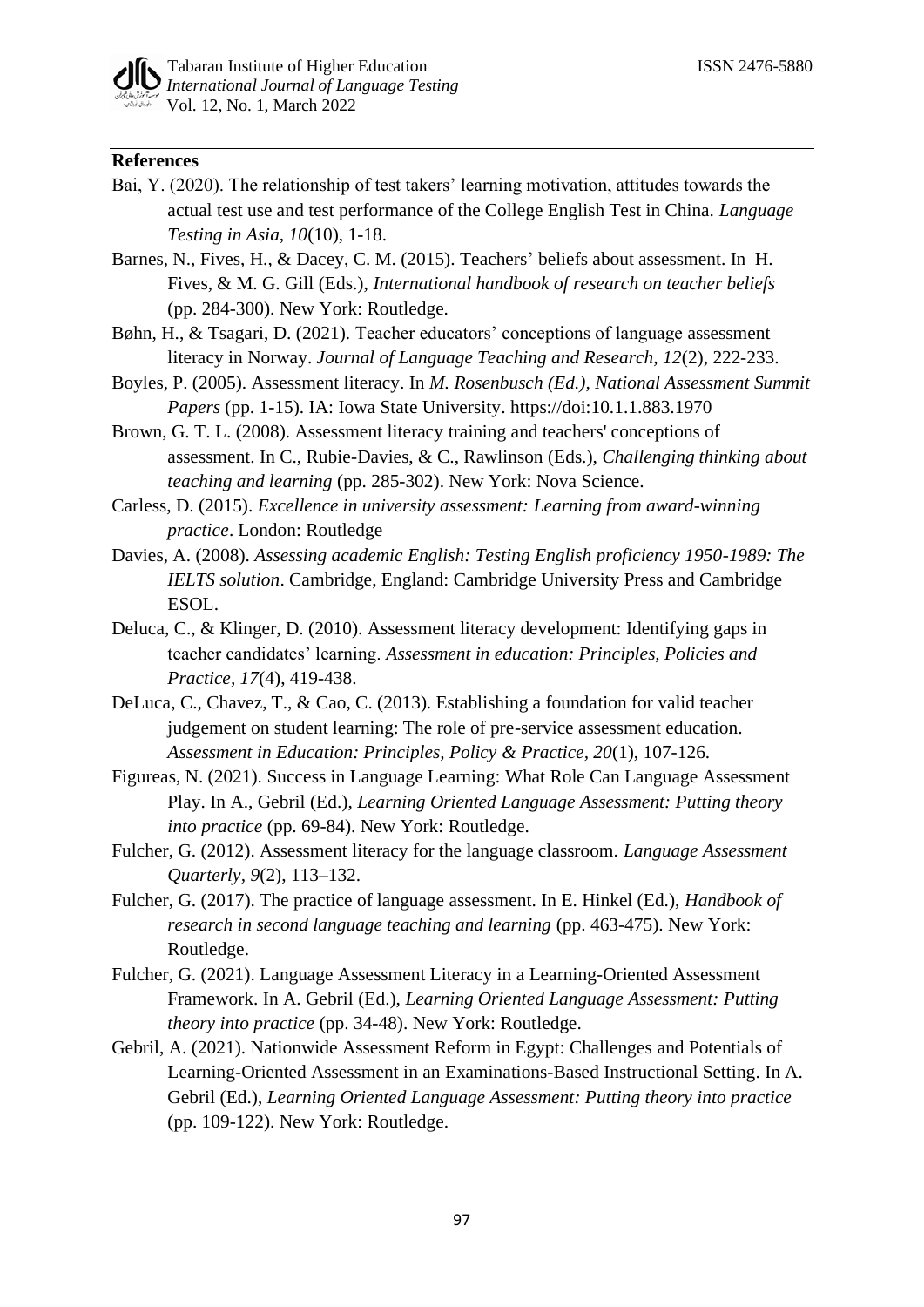## References

Bai, Y. (2020). The relationship of test takers' learning motivation, attitudes towards the actual test use and test performance of the College English Test in China. *Language Testing in Asia*, *10*(10), 1-18.

Barnes, N., Fives, H., & Dacey, C. M. (2015). Teachers' beliefs about assessment. In H. Fives, & M. G. Gill (Eds.), *International handbook of research on teacher beliefs* (pp. 284-300). New York: Routledge.

Bøhn, H., & Tsagari, D. (2021). Teacher educators' conceptions of language assessment literacy in Norway. *Journal of Language Teaching and Research*, *12*(2), 222-233.

Boyles, P. (2005). Assessment literacy. In *M. Rosenbusch (Ed.), National Assessment Summit Papers* (pp. 1-15). IA: Iowa State University. https://doi:10.1.1.883.1970

Brown, G. T. L. (2008). Assessment literacy training and teachers' conceptions of assessment. In C., Rubie-Davies, & C., Rawlinson (Eds.), *Challenging thinking about teaching and learning* (pp. 285-302). New York: Nova Science.

Carless, D. (2015). *Excellence in university assessment: Learning from award-winning practice*. London: Routledge

Davies, A. (2008). *Assessing academic English: Testing English proficiency 1950-1989: The IELTS solution*. Cambridge, England: Cambridge University Press and Cambridge ESOL.

Deluca, C., & Klinger, D. (2010). Assessment literacy development: Identifying gaps in teacher candidates' learning. *Assessment in education: Principles, Policies and Practice*, *17*(4), 419-438.

DeLuca, C., Chavez, T., & Cao, C. (2013). Establishing a foundation for valid teacher judgement on student learning: The role of pre-service assessment education. *Assessment in Education: Principles, Policy & Practice*, *20*(1), 107-126.

Figureas, N. (2021). Success in Language Learning: What Role Can Language Assessment Play. In A., Gebril (Ed.), *Learning Oriented Language Assessment: Putting theory into practice* (pp. 69-84). New York: Routledge.

Fulcher, G. (2012). Assessment literacy for the language classroom. *Language Assessment Quarterly*, *9*(2), 113–132.

Fulcher, G. (2017). The practice of language assessment. In E. Hinkel (Ed.), *Handbook of research in second language teaching and learning* (pp. 463-475). New York: Routledge.

Fulcher, G. (2021). Language Assessment Literacy in a Learning-Oriented Assessment Framework. In A. Gebril (Ed.), *Learning Oriented Language Assessment: Putting theory into practice* (pp. 34-48). New York: Routledge.

Gebril, A. (2021). Nationwide Assessment Reform in Egypt: Challenges and Potentials of Learning-Oriented Assessment in an Examinations-Based Instructional Setting. In A. Gebril (Ed.), *Learning Oriented Language Assessment: Putting theory into practice* (pp. 109-122). New York: Routledge.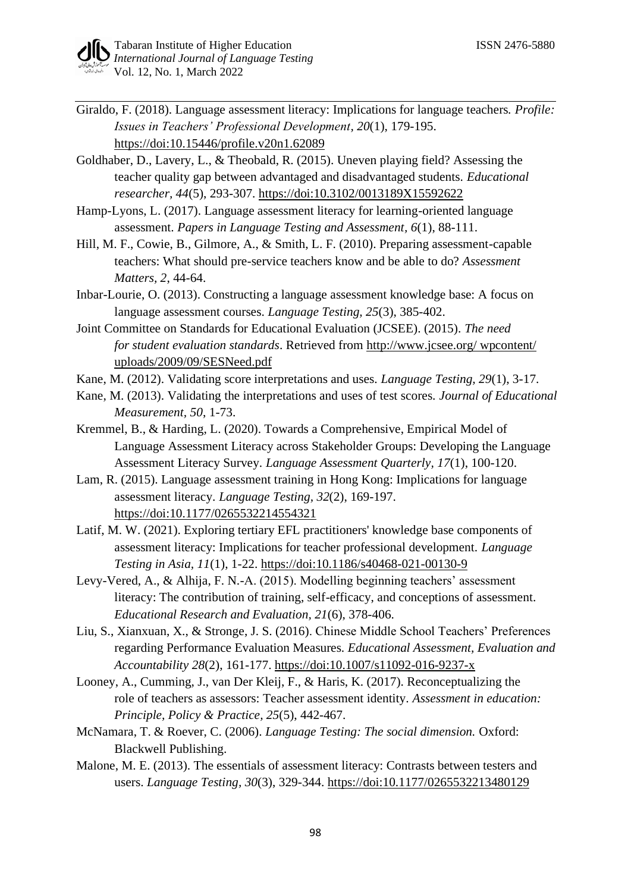Giraldo, F. (2018). Language assessment literacy: Implications for language teachers. *Profile: Issues in Teachers' Professional Development*, *20*(1), 179-195. https://doi:10.15446/profile.v20n1.62089

Goldhaber, D., Lavery, L., & Theobald, R. (2015). Uneven playing field? Assessing the teacher quality gap between advantaged and disadvantaged students. *Educational researcher*, *44*(5), 293-307. https://doi:10.3102/0013189X15592622

Hamp-Lyons, L. (2017). Language assessment literacy for learning-oriented language assessment. *Papers in Language Testing and Assessment*, *6*(1), 88-111.

Hill, M. F., Cowie, B., Gilmore, A., & Smith, L. F. (2010). Preparing assessment-capable teachers: What should pre-service teachers know and be able to do? *Assessment Matters*, *2*, 44-64.

Inbar-Lourie, O. (2013). Constructing a language assessment knowledge base: A focus on language assessment courses. *Language Testing*, *25*(3), 385-402.

Joint Committee on Standards for Educational Evaluation (JCSEE). (2015). *The need for student evaluation standards*. Retrieved from http://www.jcsee.org/ wpcontent/ uploads/2009/09/SESNeed.pdf

Kane, M. (2012). Validating score interpretations and uses. *Language Testing*, *29*(1), 3-17.

Kane, M. (2013). Validating the interpretations and uses of test scores. *Journal of Educational Measurement*, *50*, 1-73.

Kremmel, B., & Harding, L. (2020). Towards a Comprehensive, Empirical Model of Language Assessment Literacy across Stakeholder Groups: Developing the Language Assessment Literacy Survey. *Language Assessment Quarterly*, *17*(1), 100-120.

Lam, R. (2015). Language assessment training in Hong Kong: Implications for language assessment literacy. *Language Testing*, *32*(2), 169-197. https://doi:10.1177/0265532214554321

Latif, M. W. (2021). Exploring tertiary EFL practitioners' knowledge base components of assessment literacy: Implications for teacher professional development. *Language Testing in Asia*, *11*(1), 1-22. https://doi:10.1186/s40468-021-00130-9

Levy-Vered, A., & Alhija, F. N.-A. (2015). Modelling beginning teachers' assessment literacy: The contribution of training, self-efficacy, and conceptions of assessment. *Educational Research and Evaluation*, *21*(6), 378-406.

Liu, S., Xianxuan, X., & Stronge, J. S. (2016). Chinese Middle School Teachers' Preferences regarding Performance Evaluation Measures. *Educational Assessment, Evaluation and Accountability 28*(2), 161-177. https://doi:10.1007/s11092-016-9237-x

Looney, A., Cumming, J., van Der Kleij, F., & Haris, K. (2017). Reconceptualizing the role of teachers as assessors: Teacher assessment identity. *Assessment in education: Principle, Policy & Practice, 25*(5), 442-467.

McNamara, T. & Roever, C. (2006). *Language Testing: The social dimension.* Oxford: Blackwell Publishing.

Malone, M. E. (2013). The essentials of assessment literacy: Contrasts between testers and users. *Language Testing*, *30*(3), 329-344. https://doi:10.1177/0265532213480129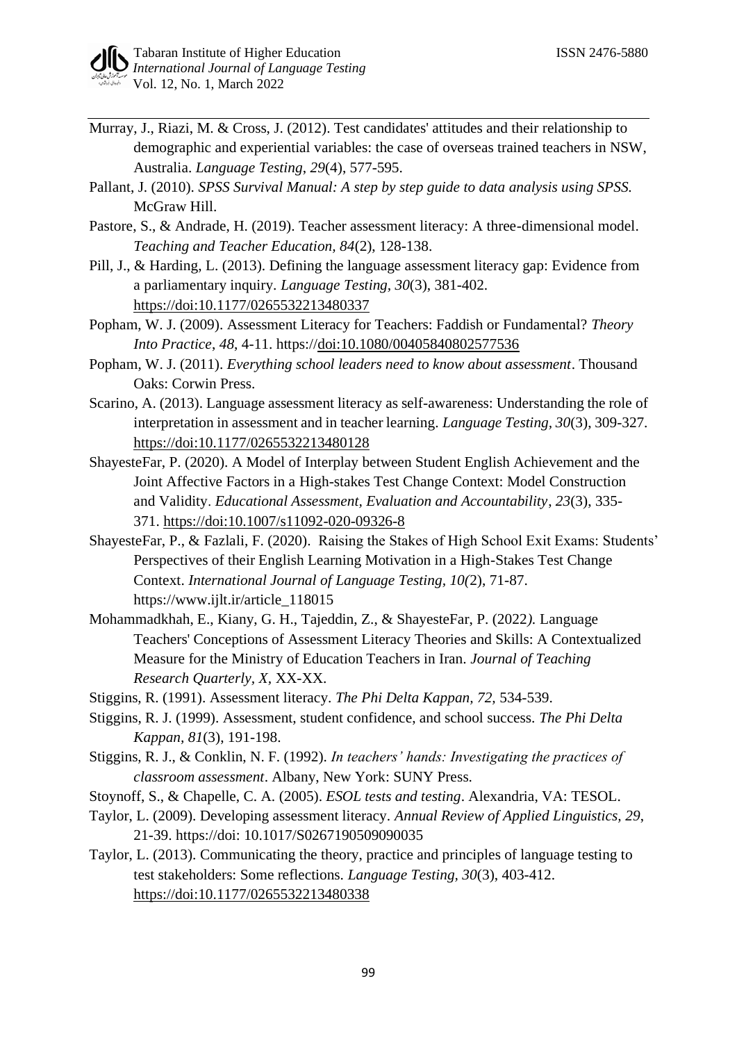Murray, J., Riazi, M. & Cross, J. (2012). Test candidates' attitudes and their relationship to demographic and experiential variables: the case of overseas trained teachers in NSW, Australia. *Language Testing*, *29*(4), 577-595.

Pallant, J. (2010). *SPSS Survival Manual: A step by step guide to data analysis using SPSS.* McGraw Hill.

Pastore, S., & Andrade, H. (2019). Teacher assessment literacy: A three-dimensional model. *Teaching and Teacher Education, 84*(2), 128-138.

Pill, J., & Harding, L. (2013). Defining the language assessment literacy gap: Evidence from a parliamentary inquiry. *Language Testing, 30*(3), 381-402. https://doi:10.1177/0265532213480337

Popham, W. J. (2009). Assessment Literacy for Teachers: Faddish or Fundamental? *Theory Into Practice, 48*, 4-11. https://doi:10.1080/00405840802577536

Popham, W. J. (2011). *Everything school leaders need to know about assessment*. Thousand Oaks: Corwin Press.

Scarino, A. (2013). Language assessment literacy as self-awareness: Understanding the role of interpretation in assessment and in teacher learning. *Language Testing, 30*(3), 309-327. https://doi:10.1177/0265532213480128

ShayesteFar, P. (2020). A Model of Interplay between Student English Achievement and the Joint Affective Factors in a High-stakes Test Change Context: Model Construction and Validity. *Educational Assessment, Evaluation and Accountability*, *23*(3), 335-371. https://doi:10.1007/s11092-020-09326-8

ShayesteFar, P., & Fazlali, F. (2020). Raising the Stakes of High School Exit Exams: Students' Perspectives of their English Learning Motivation in a High-Stakes Test Change Context. *International Journal of Language Testing, 10(*2), 71-87. https://www.ijlt.ir/article_118015

Mohammadkhah, E., Kiany, G. H., Tajeddin, Z., & ShayesteFar, P. (2022*).* Language Teachers' Conceptions of Assessment Literacy Theories and Skills: A Contextualized Measure for the Ministry of Education Teachers in Iran. *Journal of Teaching Research Quarterly, X,* XX-XX.

Stiggins, R. (1991). Assessment literacy. *The Phi Delta Kappan, 72,* 534-539.

Stiggins, R. J. (1999). Assessment, student confidence, and school success. *The Phi Delta Kappan, 81*(3), 191-198.

Stiggins, R. J., & Conklin, N. F. (1992). *In teachers' hands: Investigating the practices of classroom assessment*. Albany, New York: SUNY Press.

Stoynoff, S., & Chapelle, C. A. (2005). *ESOL tests and testing*. Alexandria, VA: TESOL.

Taylor, L. (2009). Developing assessment literacy. *Annual Review of Applied Linguistics, 29*, 21-39. https://doi: 10.1017/S0267190509090035

Taylor, L. (2013). Communicating the theory, practice and principles of language testing to test stakeholders: Some reflections. *Language Testing, 30*(3), 403-412. https://doi:10.1177/0265532213480338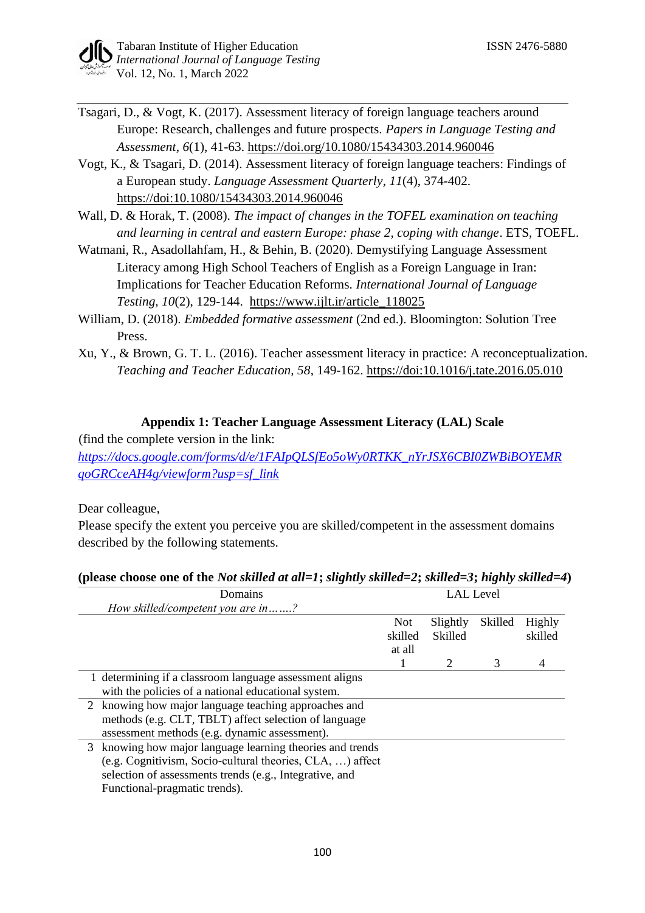Tsagari, D., & Vogt, K. (2017). Assessment literacy of foreign language teachers around Europe: Research, challenges and future prospects. *Papers in Language Testing and Assessment*, *6*(1), 41-63. https://doi.org/10.1080/15434303.2014.960046

Vogt, K., & Tsagari, D. (2014). Assessment literacy of foreign language teachers: Findings of a European study. *Language Assessment Quarterly*, *11*(4), 374-402. https://doi:10.1080/15434303.2014.960046

Wall, D. & Horak, T. (2008). *The impact of changes in the TOFEL examination on teaching and learning in central and eastern Europe: phase 2, coping with change*. ETS, TOEFL.

Watmani, R., Asadollahfam, H., & Behin, B. (2020). Demystifying Language Assessment Literacy among High School Teachers of English as a Foreign Language in Iran: Implications for Teacher Education Reforms. *International Journal of Language Testing, 10*(2), 129-144. https://www.ijlt.ir/article_118025

William, D. (2018). *Embedded formative assessment* (2nd ed.). Bloomington: Solution Tree Press.

Xu, Y., & Brown, G. T. L. (2016). Teacher assessment literacy in practice: A reconceptualization. *Teaching and Teacher Education, 58*, 149-162. https://doi:10.1016/j.tate.2016.05.010

### Appendix 1: Teacher Language Assessment Literacy (LAL) Scale

(find the complete version in the link: *https://docs.google.com/forms/d/e/1FAIpQLSfEo5oWy0RTKK_nYrJSX6CBI0ZWBiBOYEMRqoGRCceAH4g/viewform?usp=sf_link*

Dear colleague,

Please specify the extent you perceive you are skilled/competent in the assessment domains described by the following statements.

**(please choose one of the *Not skilled at all=1*; *slightly skilled=2*; *skilled=3*; *highly skilled=4*)**

| | Domains *How skilled/competent you are in…….?* | LAL Level | | | |
|---|---|---|---|---|---|
| | | Not skilled at all | Slightly Skilled | Skilled | Highly skilled |
| | | 1 | 2 | 3 | 4 |
| 1 | determining if a classroom language assessment aligns with the policies of a national educational system. | | | | |
| 2 | knowing how major language teaching approaches and methods (e.g. CLT, TBLT) affect selection of language assessment methods (e.g. dynamic assessment). | | | | |
| 3 | knowing how major language learning theories and trends (e.g. Cognitivism, Socio-cultural theories, CLA, …) affect selection of assessments trends (e.g., Integrative, and Functional-pragmatic trends). | | | | |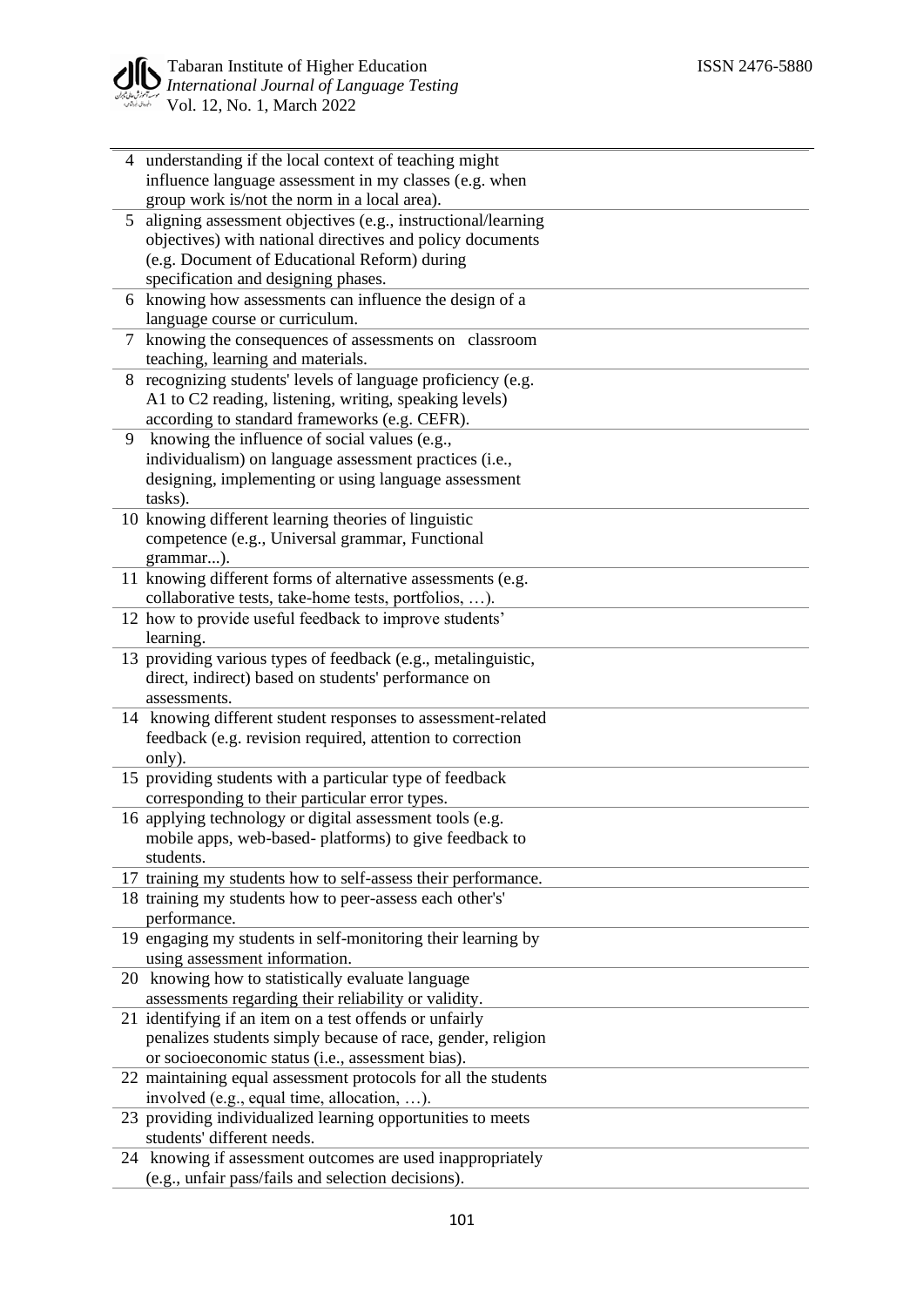| | | |
|---|---|---|
| 4 | understanding if the local context of teaching might influence language assessment in my classes (e.g. when group work is/not the norm in a local area). | |
| 5 | aligning assessment objectives (e.g., instructional/learning objectives) with national directives and policy documents (e.g. Document of Educational Reform) during specification and designing phases. | |
| 6 | knowing how assessments can influence the design of a language course or curriculum. | |
| 7 | knowing the consequences of assessments on classroom teaching, learning and materials. | |
| 8 | recognizing students' levels of language proficiency (e.g. A1 to C2 reading, listening, writing, speaking levels) according to standard frameworks (e.g. CEFR). | |
| 9 | knowing the influence of social values (e.g., individualism) on language assessment practices (i.e., designing, implementing or using language assessment tasks). | |
| 10 | knowing different learning theories of linguistic competence (e.g., Universal grammar, Functional grammar...). | |
| 11 | knowing different forms of alternative assessments (e.g. collaborative tests, take-home tests, portfolios, …). | |
| 12 | how to provide useful feedback to improve students' learning. | |
| 13 | providing various types of feedback (e.g., metalinguistic, direct, indirect) based on students' performance on assessments. | |
| 14 | knowing different student responses to assessment-related feedback (e.g. revision required, attention to correction only). | |
| 15 | providing students with a particular type of feedback corresponding to their particular error types. | |
| 16 | applying technology or digital assessment tools (e.g. mobile apps, web-based- platforms) to give feedback to students. | |
| 17 | training my students how to self-assess their performance. | |
| 18 | training my students how to peer-assess each other's' performance. | |
| 19 | engaging my students in self-monitoring their learning by using assessment information. | |
| 20 | knowing how to statistically evaluate language assessments regarding their reliability or validity. | |
| 21 | identifying if an item on a test offends or unfairly penalizes students simply because of race, gender, religion or socioeconomic status (i.e., assessment bias). | |
| 22 | maintaining equal assessment protocols for all the students involved (e.g., equal time, allocation, …). | |
| 23 | providing individualized learning opportunities to meets students' different needs. | |
| 24 | knowing if assessment outcomes are used inappropriately (e.g., unfair pass/fails and selection decisions). | |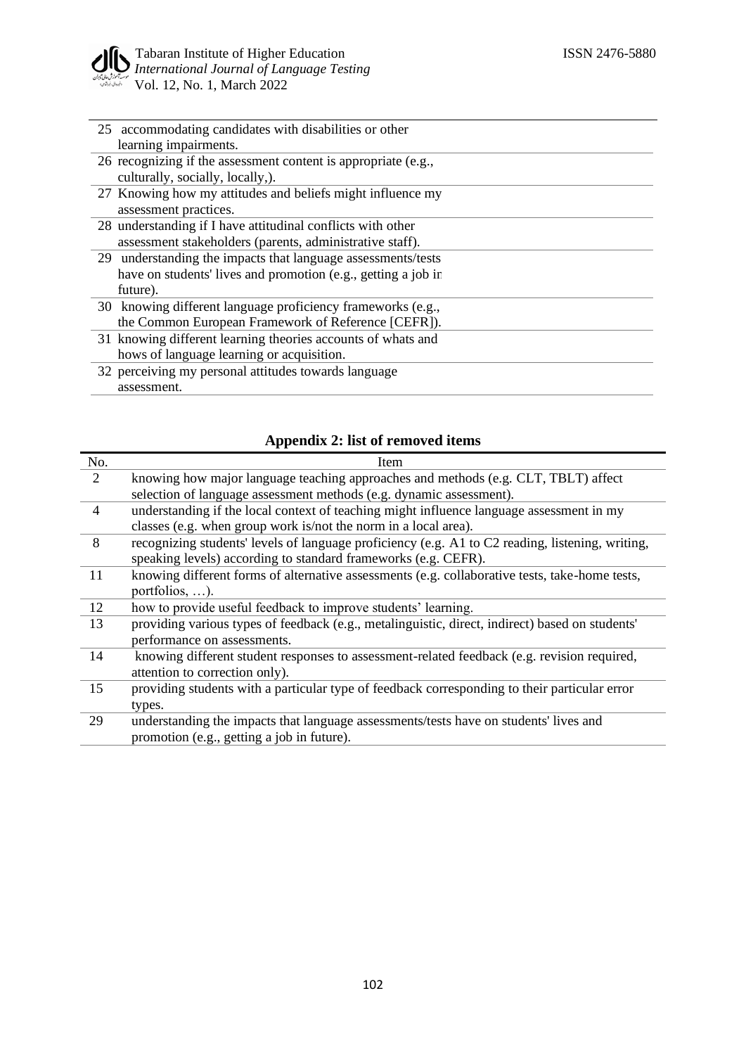| | |
|---|---|
| 25 | accommodating candidates with disabilities or other learning impairments. |
| 26 | recognizing if the assessment content is appropriate (e.g., culturally, socially, locally,). |
| 27 | Knowing how my attitudes and beliefs might influence my assessment practices. |
| 28 | understanding if I have attitudinal conflicts with other assessment stakeholders (parents, administrative staff). |
| 29 | understanding the impacts that language assessments/tests have on students' lives and promotion (e.g., getting a job in future). |
| 30 | knowing different language proficiency frameworks (e.g., the Common European Framework of Reference [CEFR]). |
| 31 | knowing different learning theories accounts of whats and hows of language learning or acquisition. |
| 32 | perceiving my personal attitudes towards language assessment. |

## Appendix 2: list of removed items

| No. | Item |
|---|---|
| 2 | knowing how major language teaching approaches and methods (e.g. CLT, TBLT) affect selection of language assessment methods (e.g. dynamic assessment). |
| 4 | understanding if the local context of teaching might influence language assessment in my classes (e.g. when group work is/not the norm in a local area). |
| 8 | recognizing students' levels of language proficiency (e.g. A1 to C2 reading, listening, writing, speaking levels) according to standard frameworks (e.g. CEFR). |
| 11 | knowing different forms of alternative assessments (e.g. collaborative tests, take-home tests, portfolios, …). |
| 12 | how to provide useful feedback to improve students' learning. |
| 13 | providing various types of feedback (e.g., metalinguistic, direct, indirect) based on students' performance on assessments. |
| 14 | knowing different student responses to assessment-related feedback (e.g. revision required, attention to correction only). |
| 15 | providing students with a particular type of feedback corresponding to their particular error types. |
| 29 | understanding the impacts that language assessments/tests have on students' lives and promotion (e.g., getting a job in future). |